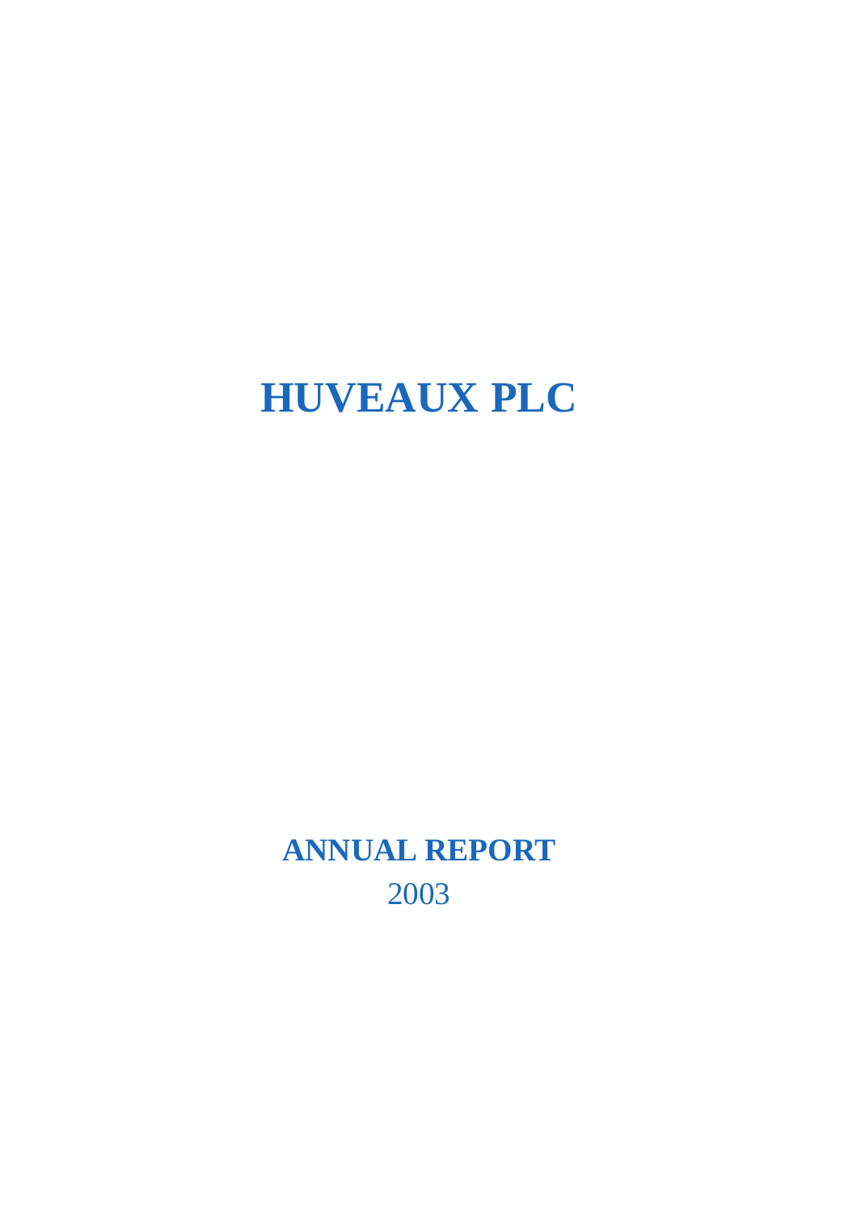# HUVEAUX PLC

## ANNUAL REPORT

2003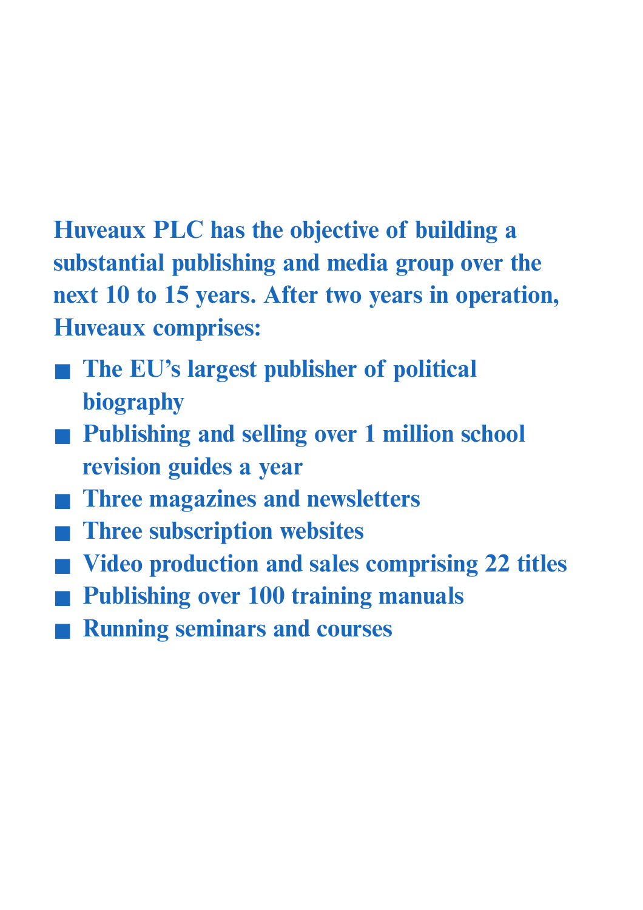**Huveaux PLC has the objective of building a substantial publishing and media group over the next 10 to 15 years. After two years in operation, Huveaux comprises:**

- **The EU's largest publisher of political biography**
- **Publishing and selling over 1 million school revision guides a year**
- **Three magazines and newsletters**
- **Three subscription websites**
- **Video production and sales comprising 22 titles**
- **Publishing over 100 training manuals**
- **Running seminars and courses**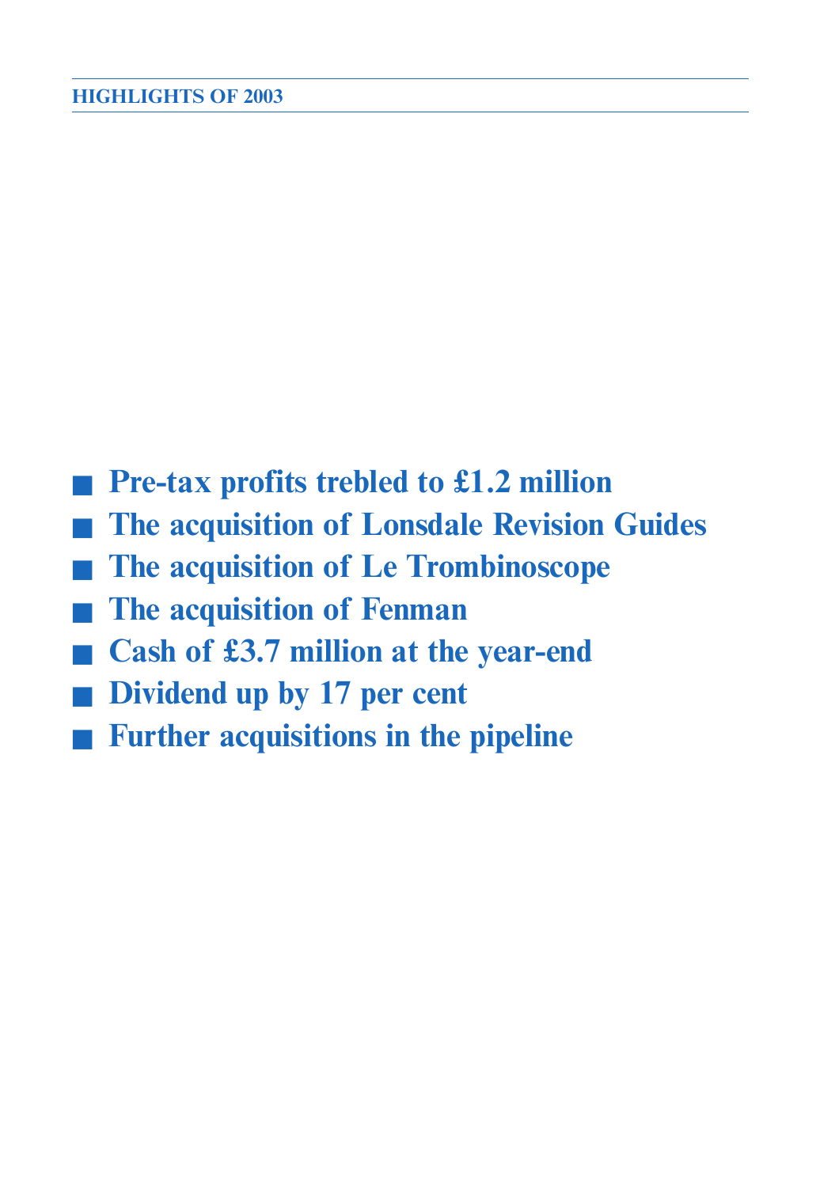## HIGHLIGHTS OF 2003

- **Pre-tax profits trebled to £1.2 million**
- **The acquisition of Lonsdale Revision Guides**
- **The acquisition of Le Trombinoscope**
- **The acquisition of Fenman**
- **Cash of £3.7 million at the year-end**
- **Dividend up by 17 per cent**
- **Further acquisitions in the pipeline**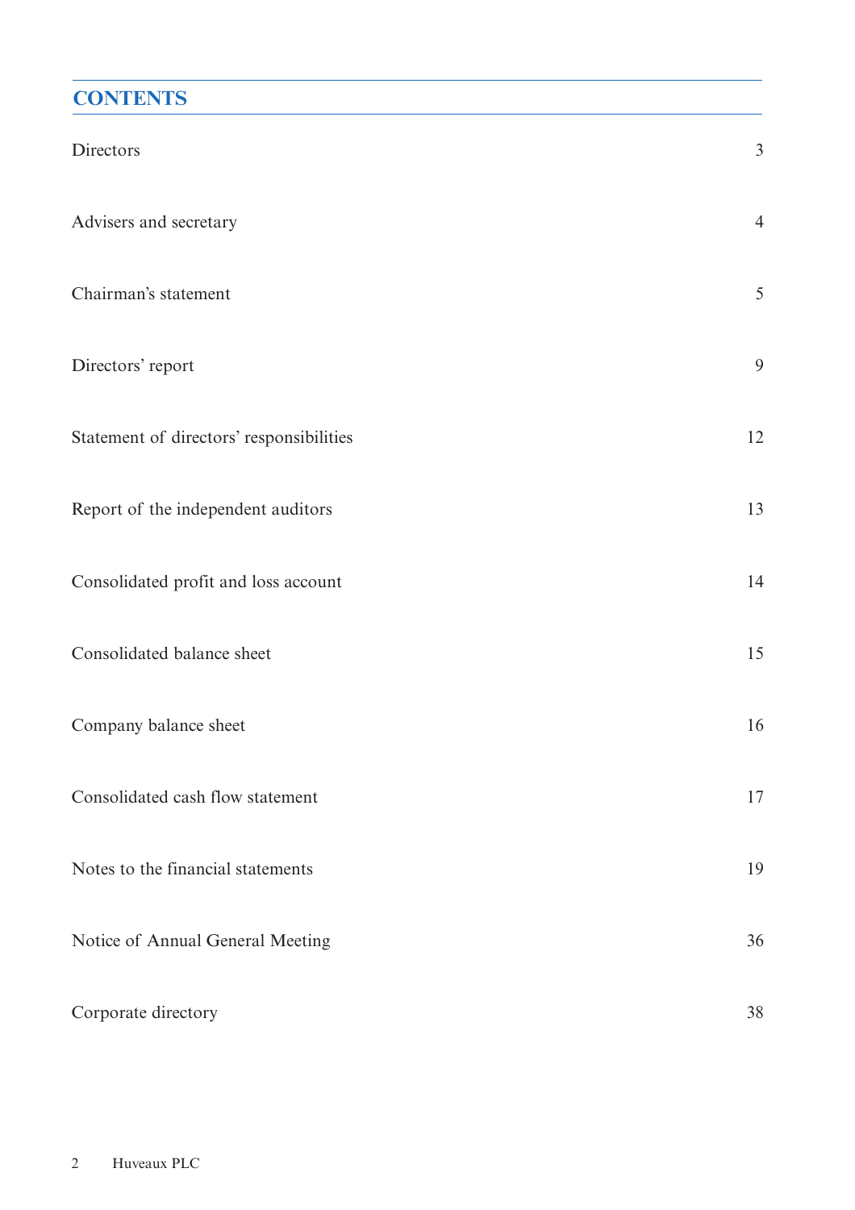# CONTENTS

| | |
|---|---|
| Directors | 3 |
| Advisers and secretary | 4 |
| Chairman's statement | 5 |
| Directors' report | 9 |
| Statement of directors' responsibilities | 12 |
| Report of the independent auditors | 13 |
| Consolidated profit and loss account | 14 |
| Consolidated balance sheet | 15 |
| Company balance sheet | 16 |
| Consolidated cash flow statement | 17 |
| Notes to the financial statements | 19 |
| Notice of Annual General Meeting | 36 |
| Corporate directory | 38 |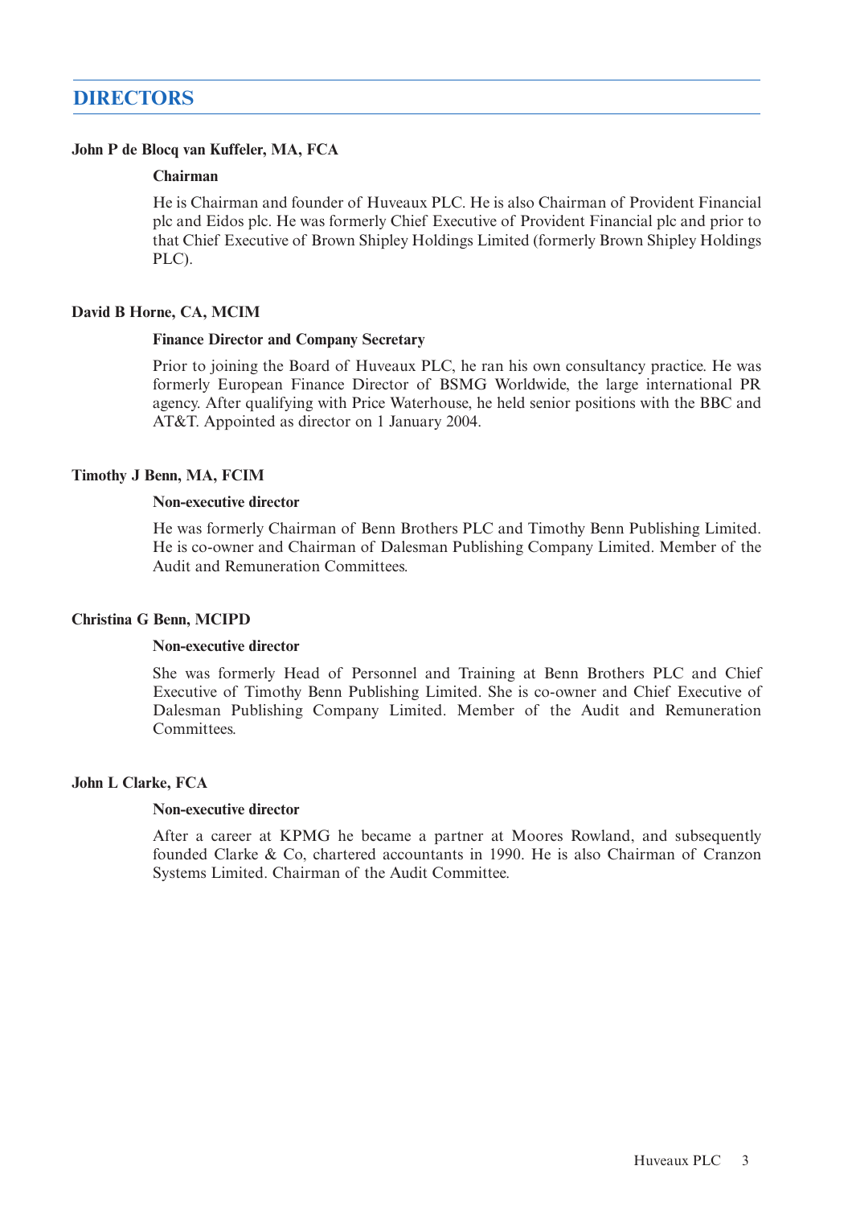## DIRECTORS

**John P de Blocq van Kuffeler, MA, FCA**

**Chairman**

He is Chairman and founder of Huveaux PLC. He is also Chairman of Provident Financial plc and Eidos plc. He was formerly Chief Executive of Provident Financial plc and prior to that Chief Executive of Brown Shipley Holdings Limited (formerly Brown Shipley Holdings PLC).

**David B Horne, CA, MCIM**

**Finance Director and Company Secretary**

Prior to joining the Board of Huveaux PLC, he ran his own consultancy practice. He was formerly European Finance Director of BSMG Worldwide, the large international PR agency. After qualifying with Price Waterhouse, he held senior positions with the BBC and AT&T. Appointed as director on 1 January 2004.

**Timothy J Benn, MA, FCIM**

**Non-executive director**

He was formerly Chairman of Benn Brothers PLC and Timothy Benn Publishing Limited. He is co-owner and Chairman of Dalesman Publishing Company Limited. Member of the Audit and Remuneration Committees.

**Christina G Benn, MCIPD**

**Non-executive director**

She was formerly Head of Personnel and Training at Benn Brothers PLC and Chief Executive of Timothy Benn Publishing Limited. She is co-owner and Chief Executive of Dalesman Publishing Company Limited. Member of the Audit and Remuneration Committees.

**John L Clarke, FCA**

**Non-executive director**

After a career at KPMG he became a partner at Moores Rowland, and subsequently founded Clarke & Co, chartered accountants in 1990. He is also Chairman of Cranzon Systems Limited. Chairman of the Audit Committee.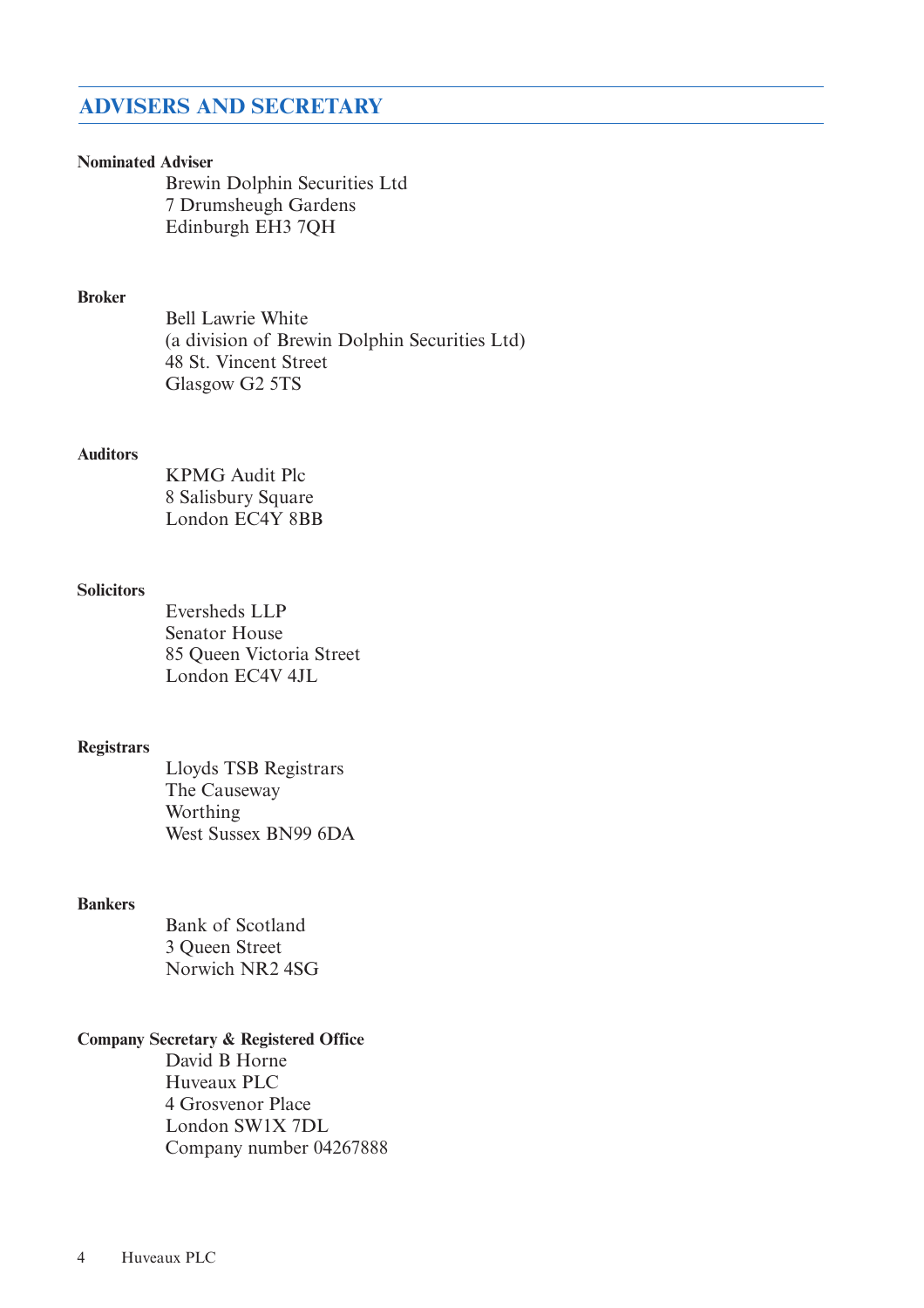## ADVISERS AND SECRETARY

**Nominated Adviser**

Brewin Dolphin Securities Ltd
7 Drumsheugh Gardens
Edinburgh EH3 7QH

**Broker**

Bell Lawrie White
(a division of Brewin Dolphin Securities Ltd)
48 St. Vincent Street
Glasgow G2 5TS

**Auditors**

KPMG Audit Plc
8 Salisbury Square
London EC4Y 8BB

**Solicitors**

Eversheds LLP
Senator House
85 Queen Victoria Street
London EC4V 4JL

**Registrars**

Lloyds TSB Registrars
The Causeway
Worthing
West Sussex BN99 6DA

**Bankers**

Bank of Scotland
3 Queen Street
Norwich NR2 4SG

**Company Secretary & Registered Office**

David B Horne
Huveaux PLC
4 Grosvenor Place
London SW1X 7DL
Company number 04267888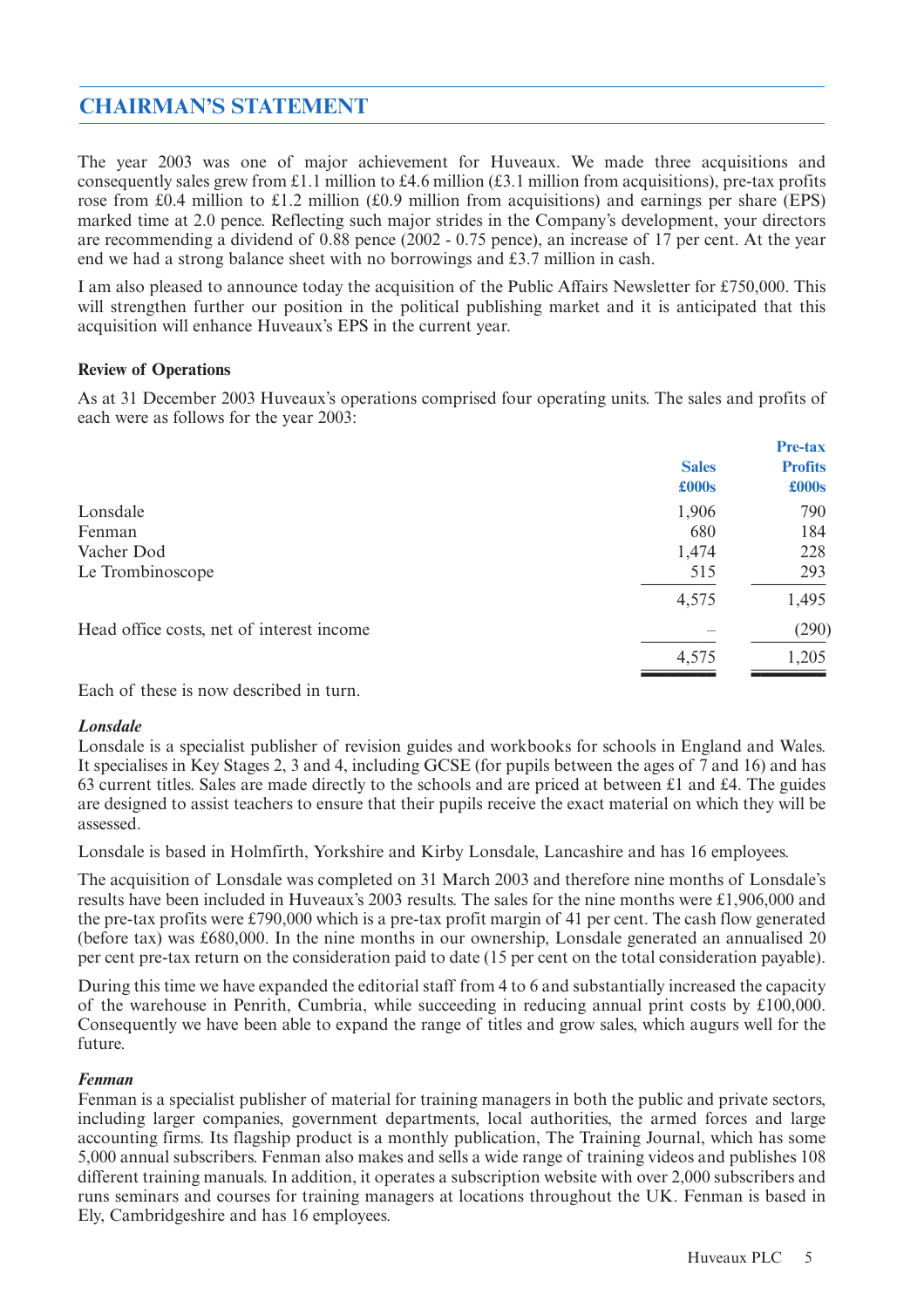## CHAIRMAN'S STATEMENT

The year 2003 was one of major achievement for Huveaux. We made three acquisitions and consequently sales grew from £1.1 million to £4.6 million (£3.1 million from acquisitions), pre-tax profits rose from £0.4 million to £1.2 million (£0.9 million from acquisitions) and earnings per share (EPS) marked time at 2.0 pence. Reflecting such major strides in the Company's development, your directors are recommending a dividend of 0.88 pence (2002 - 0.75 pence), an increase of 17 per cent. At the year end we had a strong balance sheet with no borrowings and £3.7 million in cash.

I am also pleased to announce today the acquisition of the Public Affairs Newsletter for £750,000. This will strengthen further our position in the political publishing market and it is anticipated that this acquisition will enhance Huveaux's EPS in the current year.

**Review of Operations**

As at 31 December 2003 Huveaux's operations comprised four operating units. The sales and profits of each were as follows for the year 2003:

| | Sales £000s | Pre-tax Profits £000s |
|---|---|---|
| Lonsdale | 1,906 | 790 |
| Fenman | 680 | 184 |
| Vacher Dod | 1,474 | 228 |
| Le Trombinoscope | 515 | 293 |
| | 4,575 | 1,495 |
| Head office costs, net of interest income | – | (290) |
| | 4,575 | 1,205 |

Each of these is now described in turn.

***Lonsdale***

Lonsdale is a specialist publisher of revision guides and workbooks for schools in England and Wales. It specialises in Key Stages 2, 3 and 4, including GCSE (for pupils between the ages of 7 and 16) and has 63 current titles. Sales are made directly to the schools and are priced at between £1 and £4. The guides are designed to assist teachers to ensure that their pupils receive the exact material on which they will be assessed.

Lonsdale is based in Holmfirth, Yorkshire and Kirby Lonsdale, Lancashire and has 16 employees.

The acquisition of Lonsdale was completed on 31 March 2003 and therefore nine months of Lonsdale's results have been included in Huveaux's 2003 results. The sales for the nine months were £1,906,000 and the pre-tax profits were £790,000 which is a pre-tax profit margin of 41 per cent. The cash flow generated (before tax) was £680,000. In the nine months in our ownership, Lonsdale generated an annualised 20 per cent pre-tax return on the consideration paid to date (15 per cent on the total consideration payable).

During this time we have expanded the editorial staff from 4 to 6 and substantially increased the capacity of the warehouse in Penrith, Cumbria, while succeeding in reducing annual print costs by £100,000. Consequently we have been able to expand the range of titles and grow sales, which augurs well for the future.

***Fenman***

Fenman is a specialist publisher of material for training managers in both the public and private sectors, including larger companies, government departments, local authorities, the armed forces and large accounting firms. Its flagship product is a monthly publication, The Training Journal, which has some 5,000 annual subscribers. Fenman also makes and sells a wide range of training videos and publishes 108 different training manuals. In addition, it operates a subscription website with over 2,000 subscribers and runs seminars and courses for training managers at locations throughout the UK. Fenman is based in Ely, Cambridgeshire and has 16 employees.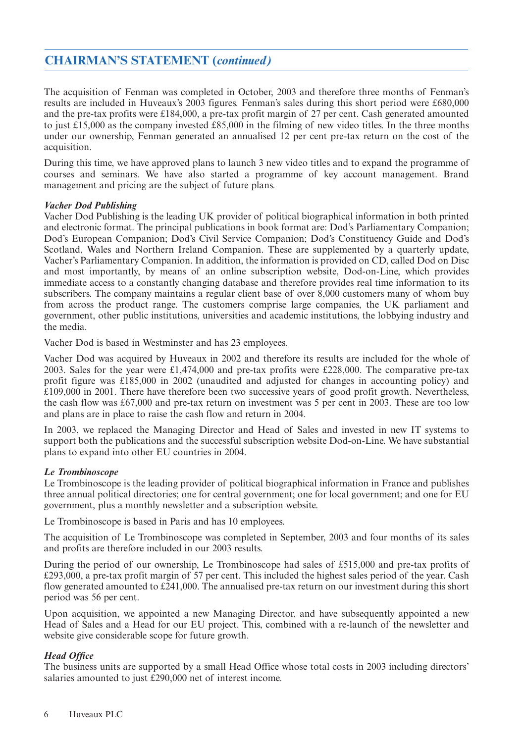## CHAIRMAN'S STATEMENT (*continued*)

The acquisition of Fenman was completed in October, 2003 and therefore three months of Fenman's results are included in Huveaux's 2003 figures. Fenman's sales during this short period were £680,000 and the pre-tax profits were £184,000, a pre-tax profit margin of 27 per cent. Cash generated amounted to just £15,000 as the company invested £85,000 in the filming of new video titles. In the three months under our ownership, Fenman generated an annualised 12 per cent pre-tax return on the cost of the acquisition.

During this time, we have approved plans to launch 3 new video titles and to expand the programme of courses and seminars. We have also started a programme of key account management. Brand management and pricing are the subject of future plans.

***Vacher Dod Publishing***

Vacher Dod Publishing is the leading UK provider of political biographical information in both printed and electronic format. The principal publications in book format are: Dod's Parliamentary Companion; Dod's European Companion; Dod's Civil Service Companion; Dod's Constituency Guide and Dod's Scotland, Wales and Northern Ireland Companion. These are supplemented by a quarterly update, Vacher's Parliamentary Companion. In addition, the information is provided on CD, called Dod on Disc and most importantly, by means of an online subscription website, Dod-on-Line, which provides immediate access to a constantly changing database and therefore provides real time information to its subscribers. The company maintains a regular client base of over 8,000 customers many of whom buy from across the product range. The customers comprise large companies, the UK parliament and government, other public institutions, universities and academic institutions, the lobbying industry and the media.

Vacher Dod is based in Westminster and has 23 employees.

Vacher Dod was acquired by Huveaux in 2002 and therefore its results are included for the whole of 2003. Sales for the year were £1,474,000 and pre-tax profits were £228,000. The comparative pre-tax profit figure was £185,000 in 2002 (unaudited and adjusted for changes in accounting policy) and £109,000 in 2001. There have therefore been two successive years of good profit growth. Nevertheless, the cash flow was £67,000 and pre-tax return on investment was 5 per cent in 2003. These are too low and plans are in place to raise the cash flow and return in 2004.

In 2003, we replaced the Managing Director and Head of Sales and invested in new IT systems to support both the publications and the successful subscription website Dod-on-Line. We have substantial plans to expand into other EU countries in 2004.

***Le Trombinoscope***

Le Trombinoscope is the leading provider of political biographical information in France and publishes three annual political directories; one for central government; one for local government; and one for EU government, plus a monthly newsletter and a subscription website.

Le Trombinoscope is based in Paris and has 10 employees.

The acquisition of Le Trombinoscope was completed in September, 2003 and four months of its sales and profits are therefore included in our 2003 results.

During the period of our ownership, Le Trombinoscope had sales of £515,000 and pre-tax profits of £293,000, a pre-tax profit margin of 57 per cent. This included the highest sales period of the year. Cash flow generated amounted to £241,000. The annualised pre-tax return on our investment during this short period was 56 per cent.

Upon acquisition, we appointed a new Managing Director, and have subsequently appointed a new Head of Sales and a Head for our EU project. This, combined with a re-launch of the newsletter and website give considerable scope for future growth.

***Head Office***

The business units are supported by a small Head Office whose total costs in 2003 including directors' salaries amounted to just £290,000 net of interest income.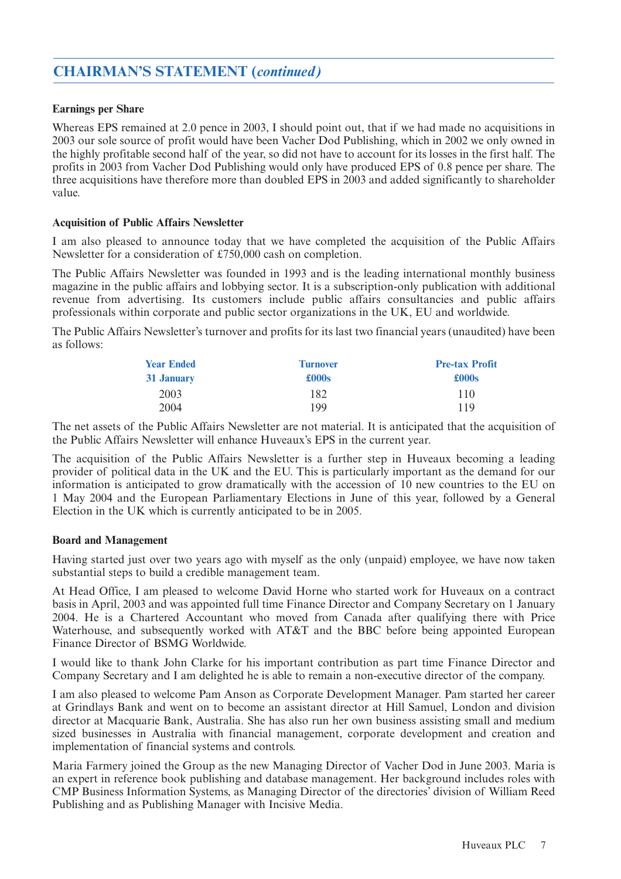## CHAIRMAN'S STATEMENT (*continued*)

**Earnings per Share**

Whereas EPS remained at 2.0 pence in 2003, I should point out, that if we had made no acquisitions in 2003 our sole source of profit would have been Vacher Dod Publishing, which in 2002 we only owned in the highly profitable second half of the year, so did not have to account for its losses in the first half. The profits in 2003 from Vacher Dod Publishing would only have produced EPS of 0.8 pence per share. The three acquisitions have therefore more than doubled EPS in 2003 and added significantly to shareholder value.

**Acquisition of Public Affairs Newsletter**

I am also pleased to announce today that we have completed the acquisition of the Public Affairs Newsletter for a consideration of £750,000 cash on completion.

The Public Affairs Newsletter was founded in 1993 and is the leading international monthly business magazine in the public affairs and lobbying sector. It is a subscription-only publication with additional revenue from advertising. Its customers include public affairs consultancies and public affairs professionals within corporate and public sector organizations in the UK, EU and worldwide.

The Public Affairs Newsletter's turnover and profits for its last two financial years (unaudited) have been as follows:

| Year Ended 31 January | Turnover £000s | Pre-tax Profit £000s |
|---|---|---|
| 2003 | 182 | 110 |
| 2004 | 199 | 119 |

The net assets of the Public Affairs Newsletter are not material. It is anticipated that the acquisition of the Public Affairs Newsletter will enhance Huveaux's EPS in the current year.

The acquisition of the Public Affairs Newsletter is a further step in Huveaux becoming a leading provider of political data in the UK and the EU. This is particularly important as the demand for our information is anticipated to grow dramatically with the accession of 10 new countries to the EU on 1 May 2004 and the European Parliamentary Elections in June of this year, followed by a General Election in the UK which is currently anticipated to be in 2005.

**Board and Management**

Having started just over two years ago with myself as the only (unpaid) employee, we have now taken substantial steps to build a credible management team.

At Head Office, I am pleased to welcome David Horne who started work for Huveaux on a contract basis in April, 2003 and was appointed full time Finance Director and Company Secretary on 1 January 2004. He is a Chartered Accountant who moved from Canada after qualifying there with Price Waterhouse, and subsequently worked with AT&T and the BBC before being appointed European Finance Director of BSMG Worldwide.

I would like to thank John Clarke for his important contribution as part time Finance Director and Company Secretary and I am delighted he is able to remain a non-executive director of the company.

I am also pleased to welcome Pam Anson as Corporate Development Manager. Pam started her career at Grindlays Bank and went on to become an assistant director at Hill Samuel, London and division director at Macquarie Bank, Australia. She has also run her own business assisting small and medium sized businesses in Australia with financial management, corporate development and creation and implementation of financial systems and controls.

Maria Farmery joined the Group as the new Managing Director of Vacher Dod in June 2003. Maria is an expert in reference book publishing and database management. Her background includes roles with CMP Business Information Systems, as Managing Director of the directories' division of William Reed Publishing and as Publishing Manager with Incisive Media.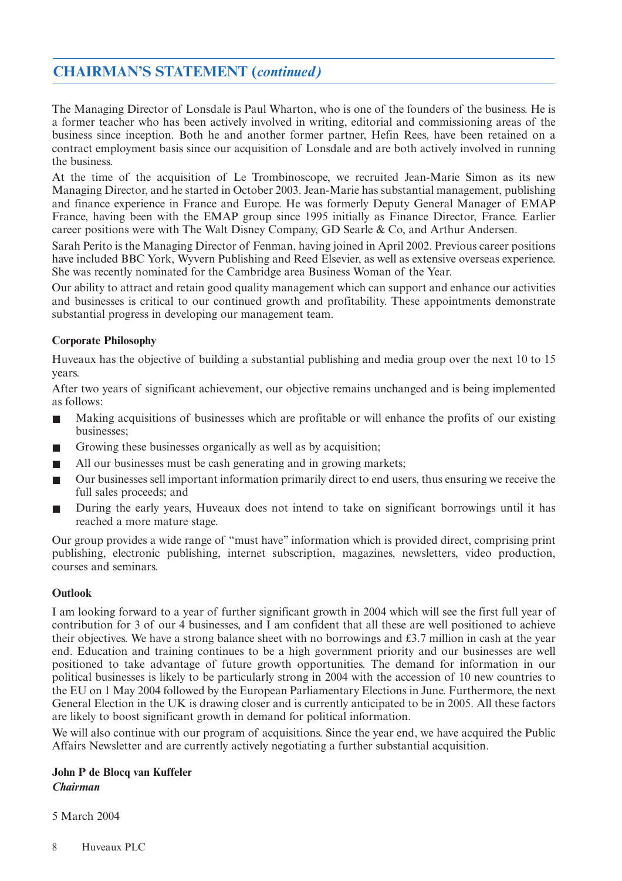## CHAIRMAN'S STATEMENT (*continued*)

The Managing Director of Lonsdale is Paul Wharton, who is one of the founders of the business. He is a former teacher who has been actively involved in writing, editorial and commissioning areas of the business since inception. Both he and another former partner, Hefin Rees, have been retained on a contract employment basis since our acquisition of Lonsdale and are both actively involved in running the business.

At the time of the acquisition of Le Trombinoscope, we recruited Jean-Marie Simon as its new Managing Director, and he started in October 2003. Jean-Marie has substantial management, publishing and finance experience in France and Europe. He was formerly Deputy General Manager of EMAP France, having been with the EMAP group since 1995 initially as Finance Director, France. Earlier career positions were with The Walt Disney Company, GD Searle & Co, and Arthur Andersen.

Sarah Perito is the Managing Director of Fenman, having joined in April 2002. Previous career positions have included BBC York, Wyvern Publishing and Reed Elsevier, as well as extensive overseas experience. She was recently nominated for the Cambridge area Business Woman of the Year.

Our ability to attract and retain good quality management which can support and enhance our activities and businesses is critical to our continued growth and profitability. These appointments demonstrate substantial progress in developing our management team.

**Corporate Philosophy**

Huveaux has the objective of building a substantial publishing and media group over the next 10 to 15 years.

After two years of significant achievement, our objective remains unchanged and is being implemented as follows:

- Making acquisitions of businesses which are profitable or will enhance the profits of our existing businesses;
- Growing these businesses organically as well as by acquisition;
- All our businesses must be cash generating and in growing markets;
- Our businesses sell important information primarily direct to end users, thus ensuring we receive the full sales proceeds; and
- During the early years, Huveaux does not intend to take on significant borrowings until it has reached a more mature stage.

Our group provides a wide range of "must have" information which is provided direct, comprising print publishing, electronic publishing, internet subscription, magazines, newsletters, video production, courses and seminars.

**Outlook**

I am looking forward to a year of further significant growth in 2004 which will see the first full year of contribution for 3 of our 4 businesses, and I am confident that all these are well positioned to achieve their objectives. We have a strong balance sheet with no borrowings and £3.7 million in cash at the year end. Education and training continues to be a high government priority and our businesses are well positioned to take advantage of future growth opportunities. The demand for information in our political businesses is likely to be particularly strong in 2004 with the accession of 10 new countries to the EU on 1 May 2004 followed by the European Parliamentary Elections in June. Furthermore, the next General Election in the UK is drawing closer and is currently anticipated to be in 2005. All these factors are likely to boost significant growth in demand for political information.

We will also continue with our program of acquisitions. Since the year end, we have acquired the Public Affairs Newsletter and are currently actively negotiating a further substantial acquisition.

**John P de Blocq van Kuffeler**
***Chairman***

5 March 2004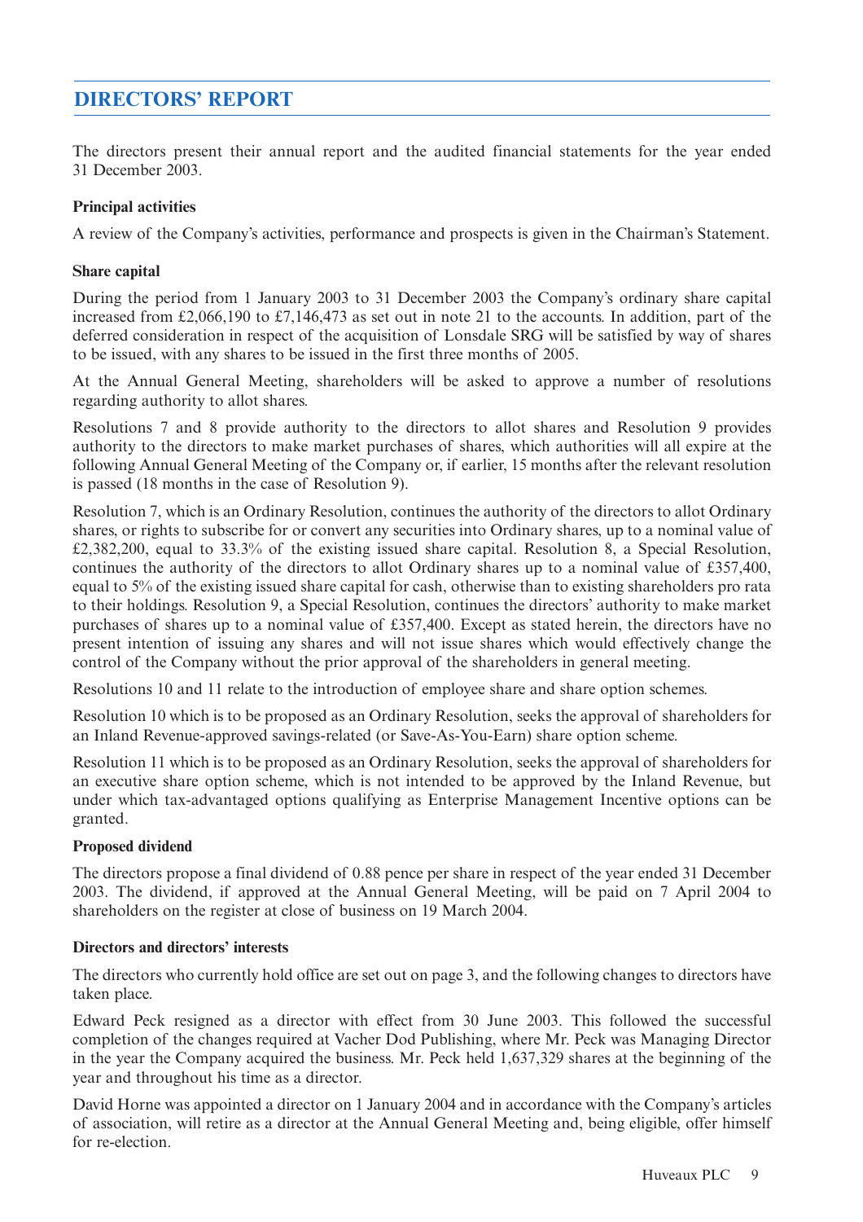# DIRECTORS' REPORT

The directors present their annual report and the audited financial statements for the year ended 31 December 2003.

### Principal activities

A review of the Company's activities, performance and prospects is given in the Chairman's Statement.

### Share capital

During the period from 1 January 2003 to 31 December 2003 the Company's ordinary share capital increased from £2,066,190 to £7,146,473 as set out in note 21 to the accounts. In addition, part of the deferred consideration in respect of the acquisition of Lonsdale SRG will be satisfied by way of shares to be issued, with any shares to be issued in the first three months of 2005.

At the Annual General Meeting, shareholders will be asked to approve a number of resolutions regarding authority to allot shares.

Resolutions 7 and 8 provide authority to the directors to allot shares and Resolution 9 provides authority to the directors to make market purchases of shares, which authorities will all expire at the following Annual General Meeting of the Company or, if earlier, 15 months after the relevant resolution is passed (18 months in the case of Resolution 9).

Resolution 7, which is an Ordinary Resolution, continues the authority of the directors to allot Ordinary shares, or rights to subscribe for or convert any securities into Ordinary shares, up to a nominal value of £2,382,200, equal to 33.3% of the existing issued share capital. Resolution 8, a Special Resolution, continues the authority of the directors to allot Ordinary shares up to a nominal value of £357,400, equal to 5% of the existing issued share capital for cash, otherwise than to existing shareholders pro rata to their holdings. Resolution 9, a Special Resolution, continues the directors' authority to make market purchases of shares up to a nominal value of £357,400. Except as stated herein, the directors have no present intention of issuing any shares and will not issue shares which would effectively change the control of the Company without the prior approval of the shareholders in general meeting.

Resolutions 10 and 11 relate to the introduction of employee share and share option schemes.

Resolution 10 which is to be proposed as an Ordinary Resolution, seeks the approval of shareholders for an Inland Revenue-approved savings-related (or Save-As-You-Earn) share option scheme.

Resolution 11 which is to be proposed as an Ordinary Resolution, seeks the approval of shareholders for an executive share option scheme, which is not intended to be approved by the Inland Revenue, but under which tax-advantaged options qualifying as Enterprise Management Incentive options can be granted.

### Proposed dividend

The directors propose a final dividend of 0.88 pence per share in respect of the year ended 31 December 2003. The dividend, if approved at the Annual General Meeting, will be paid on 7 April 2004 to shareholders on the register at close of business on 19 March 2004.

### Directors and directors' interests

The directors who currently hold office are set out on page 3, and the following changes to directors have taken place.

Edward Peck resigned as a director with effect from 30 June 2003. This followed the successful completion of the changes required at Vacher Dod Publishing, where Mr. Peck was Managing Director in the year the Company acquired the business. Mr. Peck held 1,637,329 shares at the beginning of the year and throughout his time as a director.

David Horne was appointed a director on 1 January 2004 and in accordance with the Company's articles of association, will retire as a director at the Annual General Meeting and, being eligible, offer himself for re-election.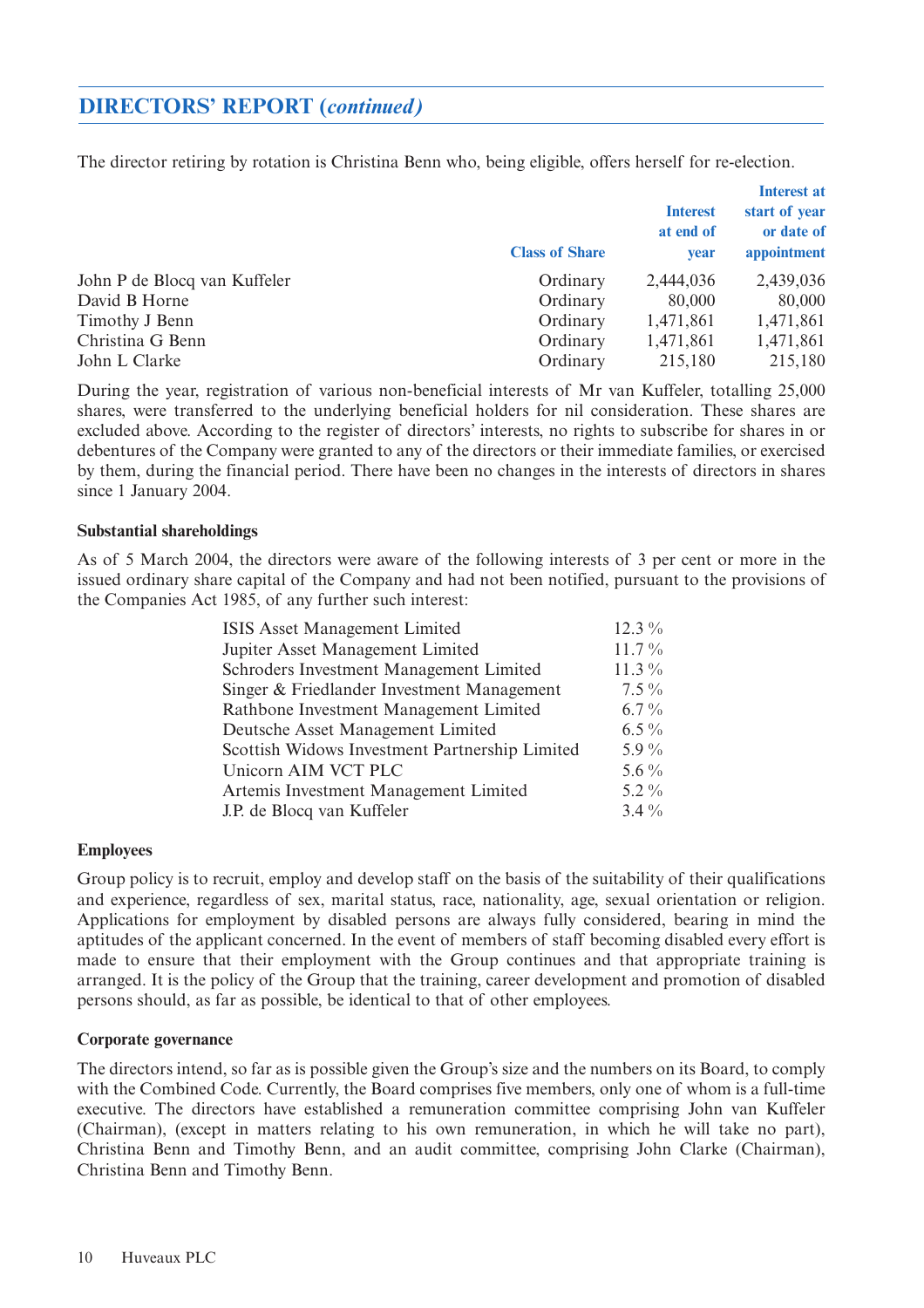## DIRECTORS' REPORT (*continued*)

The director retiring by rotation is Christina Benn who, being eligible, offers herself for re-election.

| | Class of Share | Interest at end of year | Interest at start of year or date of appointment |
|---|---|---|---|
| John P de Blocq van Kuffeler | Ordinary | 2,444,036 | 2,439,036 |
| David B Horne | Ordinary | 80,000 | 80,000 |
| Timothy J Benn | Ordinary | 1,471,861 | 1,471,861 |
| Christina G Benn | Ordinary | 1,471,861 | 1,471,861 |
| John L Clarke | Ordinary | 215,180 | 215,180 |

During the year, registration of various non-beneficial interests of Mr van Kuffeler, totalling 25,000 shares, were transferred to the underlying beneficial holders for nil consideration. These shares are excluded above. According to the register of directors' interests, no rights to subscribe for shares in or debentures of the Company were granted to any of the directors or their immediate families, or exercised by them, during the financial period. There have been no changes in the interests of directors in shares since 1 January 2004.

**Substantial shareholdings**

As of 5 March 2004, the directors were aware of the following interests of 3 per cent or more in the issued ordinary share capital of the Company and had not been notified, pursuant to the provisions of the Companies Act 1985, of any further such interest:

| | |
|---|---|
| ISIS Asset Management Limited | 12.3 % |
| Jupiter Asset Management Limited | 11.7 % |
| Schroders Investment Management Limited | 11.3 % |
| Singer & Friedlander Investment Management | 7.5 % |
| Rathbone Investment Management Limited | 6.7 % |
| Deutsche Asset Management Limited | 6.5 % |
| Scottish Widows Investment Partnership Limited | 5.9 % |
| Unicorn AIM VCT PLC | 5.6 % |
| Artemis Investment Management Limited | 5.2 % |
| J.P. de Blocq van Kuffeler | 3.4 % |

**Employees**

Group policy is to recruit, employ and develop staff on the basis of the suitability of their qualifications and experience, regardless of sex, marital status, race, nationality, age, sexual orientation or religion. Applications for employment by disabled persons are always fully considered, bearing in mind the aptitudes of the applicant concerned. In the event of members of staff becoming disabled every effort is made to ensure that their employment with the Group continues and that appropriate training is arranged. It is the policy of the Group that the training, career development and promotion of disabled persons should, as far as possible, be identical to that of other employees.

**Corporate governance**

The directors intend, so far as is possible given the Group's size and the numbers on its Board, to comply with the Combined Code. Currently, the Board comprises five members, only one of whom is a full-time executive. The directors have established a remuneration committee comprising John van Kuffeler (Chairman), (except in matters relating to his own remuneration, in which he will take no part), Christina Benn and Timothy Benn, and an audit committee, comprising John Clarke (Chairman), Christina Benn and Timothy Benn.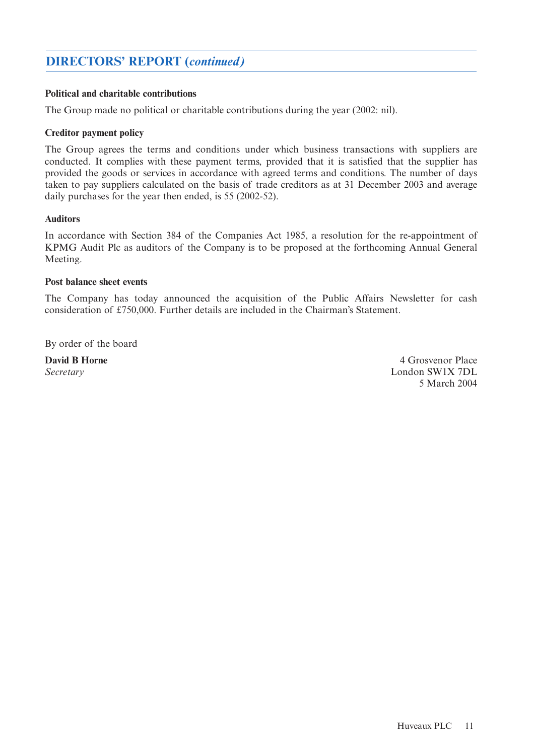## DIRECTORS' REPORT (*continued*)

**Political and charitable contributions**

The Group made no political or charitable contributions during the year (2002: nil).

**Creditor payment policy**

The Group agrees the terms and conditions under which business transactions with suppliers are conducted. It complies with these payment terms, provided that it is satisfied that the supplier has provided the goods or services in accordance with agreed terms and conditions. The number of days taken to pay suppliers calculated on the basis of trade creditors as at 31 December 2003 and average daily purchases for the year then ended, is 55 (2002-52).

**Auditors**

In accordance with Section 384 of the Companies Act 1985, a resolution for the re-appointment of KPMG Audit Plc as auditors of the Company is to be proposed at the forthcoming Annual General Meeting.

**Post balance sheet events**

The Company has today announced the acquisition of the Public Affairs Newsletter for cash consideration of £750,000. Further details are included in the Chairman's Statement.

By order of the board

**David B Horne**
*Secretary*

4 Grosvenor Place
London SW1X 7DL
5 March 2004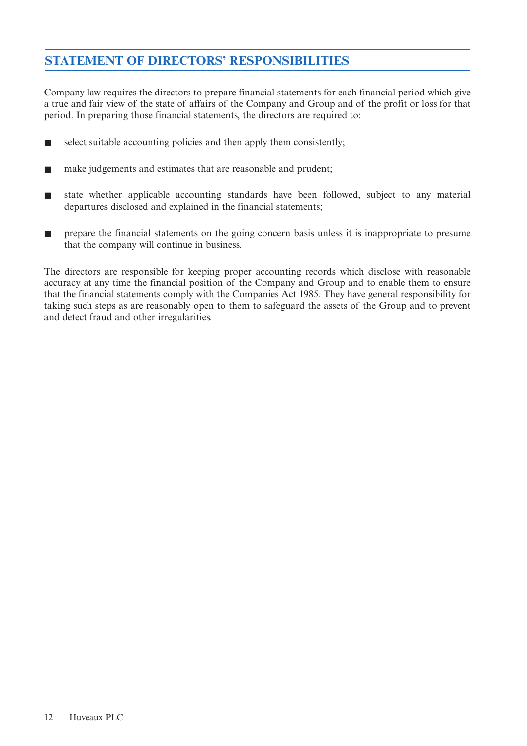## STATEMENT OF DIRECTORS' RESPONSIBILITIES

Company law requires the directors to prepare financial statements for each financial period which give a true and fair view of the state of affairs of the Company and Group and of the profit or loss for that period. In preparing those financial statements, the directors are required to:

- select suitable accounting policies and then apply them consistently;
- make judgements and estimates that are reasonable and prudent;
- state whether applicable accounting standards have been followed, subject to any material departures disclosed and explained in the financial statements;
- prepare the financial statements on the going concern basis unless it is inappropriate to presume that the company will continue in business.

The directors are responsible for keeping proper accounting records which disclose with reasonable accuracy at any time the financial position of the Company and Group and to enable them to ensure that the financial statements comply with the Companies Act 1985. They have general responsibility for taking such steps as are reasonably open to them to safeguard the assets of the Group and to prevent and detect fraud and other irregularities.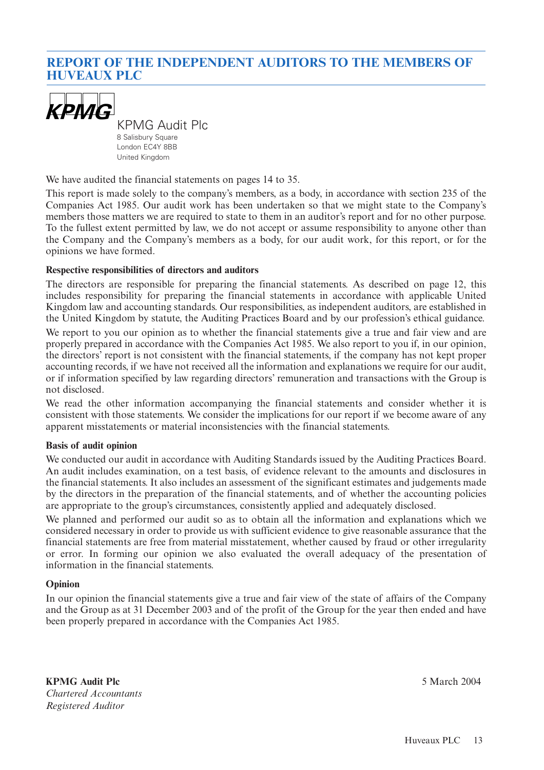# REPORT OF THE INDEPENDENT AUDITORS TO THE MEMBERS OF HUVEAUX PLC

KPMG

KPMG Audit Plc
8 Salisbury Square
London EC4Y 8BB
United Kingdom

We have audited the financial statements on pages 14 to 35.

This report is made solely to the company's members, as a body, in accordance with section 235 of the Companies Act 1985. Our audit work has been undertaken so that we might state to the Company's members those matters we are required to state to them in an auditor's report and for no other purpose. To the fullest extent permitted by law, we do not accept or assume responsibility to anyone other than the Company and the Company's members as a body, for our audit work, for this report, or for the opinions we have formed.

**Respective responsibilities of directors and auditors**

The directors are responsible for preparing the financial statements. As described on page 12, this includes responsibility for preparing the financial statements in accordance with applicable United Kingdom law and accounting standards. Our responsibilities, as independent auditors, are established in the United Kingdom by statute, the Auditing Practices Board and by our profession's ethical guidance.

We report to you our opinion as to whether the financial statements give a true and fair view and are properly prepared in accordance with the Companies Act 1985. We also report to you if, in our opinion, the directors' report is not consistent with the financial statements, if the company has not kept proper accounting records, if we have not received all the information and explanations we require for our audit, or if information specified by law regarding directors' remuneration and transactions with the Group is not disclosed.

We read the other information accompanying the financial statements and consider whether it is consistent with those statements. We consider the implications for our report if we become aware of any apparent misstatements or material inconsistencies with the financial statements.

**Basis of audit opinion**

We conducted our audit in accordance with Auditing Standards issued by the Auditing Practices Board. An audit includes examination, on a test basis, of evidence relevant to the amounts and disclosures in the financial statements. It also includes an assessment of the significant estimates and judgements made by the directors in the preparation of the financial statements, and of whether the accounting policies are appropriate to the group's circumstances, consistently applied and adequately disclosed.

We planned and performed our audit so as to obtain all the information and explanations which we considered necessary in order to provide us with sufficient evidence to give reasonable assurance that the financial statements are free from material misstatement, whether caused by fraud or other irregularity or error. In forming our opinion we also evaluated the overall adequacy of the presentation of information in the financial statements.

**Opinion**

In our opinion the financial statements give a true and fair view of the state of affairs of the Company and the Group as at 31 December 2003 and of the profit of the Group for the year then ended and have been properly prepared in accordance with the Companies Act 1985.

**KPMG Audit Plc**
*Chartered Accountants*
*Registered Auditor*

5 March 2004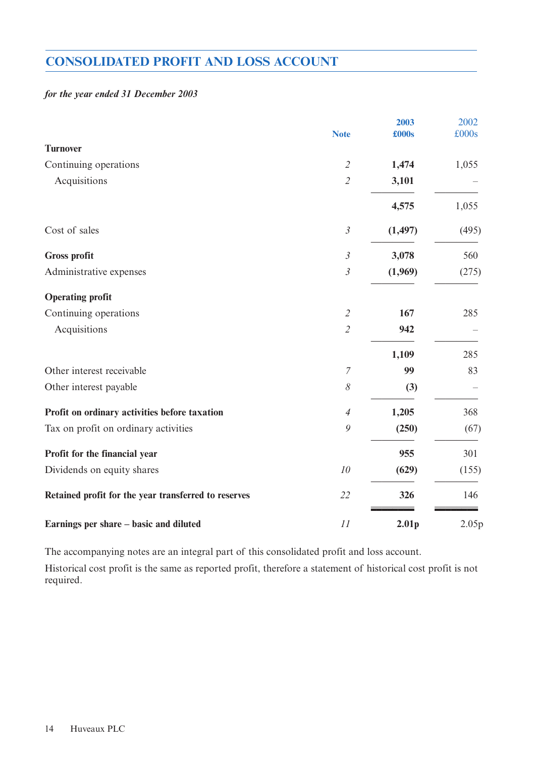# CONSOLIDATED PROFIT AND LOSS ACCOUNT

*for the year ended 31 December 2003*

| | Note | 2003 £000s | 2002 £000s |
|---|---|---|---|
| **Turnover** | | | |
| Continuing operations | *2* | **1,474** | 1,055 |
| Acquisitions | *2* | **3,101** | – |
| | | **4,575** | 1,055 |
| Cost of sales | *3* | **(1,497)** | (495) |
| **Gross profit** | *3* | **3,078** | 560 |
| Administrative expenses | *3* | **(1,969)** | (275) |
| **Operating profit** | | | |
| Continuing operations | *2* | **167** | 285 |
| Acquisitions | *2* | **942** | – |
| | | **1,109** | 285 |
| Other interest receivable | *7* | **99** | 83 |
| Other interest payable | *8* | **(3)** | – |
| **Profit on ordinary activities before taxation** | *4* | **1,205** | 368 |
| Tax on profit on ordinary activities | *9* | **(250)** | (67) |
| **Profit for the financial year** | | **955** | 301 |
| Dividends on equity shares | *10* | **(629)** | (155) |
| **Retained profit for the year transferred to reserves** | *22* | **326** | 146 |
| **Earnings per share – basic and diluted** | *11* | **2.01p** | 2.05p |

The accompanying notes are an integral part of this consolidated profit and loss account.

Historical cost profit is the same as reported profit, therefore a statement of historical cost profit is not required.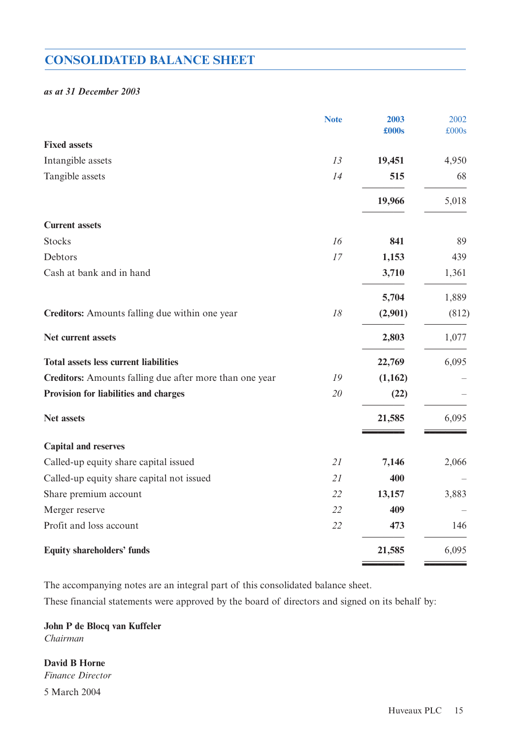## CONSOLIDATED BALANCE SHEET

*as at 31 December 2003*

| | Note | 2003 £000s | 2002 £000s |
|---|---|---|---|
| **Fixed assets** | | | |
| Intangible assets | *13* | **19,451** | 4,950 |
| Tangible assets | *14* | **515** | 68 |
| | | **19,966** | 5,018 |
| **Current assets** | | | |
| Stocks | *16* | **841** | 89 |
| Debtors | *17* | **1,153** | 439 |
| Cash at bank and in hand | | **3,710** | 1,361 |
| | | **5,704** | 1,889 |
| **Creditors:** Amounts falling due within one year | *18* | **(2,901)** | (812) |
| **Net current assets** | | **2,803** | 1,077 |
| **Total assets less current liabilities** | | **22,769** | 6,095 |
| **Creditors:** Amounts falling due after more than one year | *19* | **(1,162)** | – |
| **Provision for liabilities and charges** | *20* | **(22)** | – |
| **Net assets** | | **21,585** | 6,095 |
| **Capital and reserves** | | | |
| Called-up equity share capital issued | *21* | **7,146** | 2,066 |
| Called-up equity share capital not issued | *21* | **400** | – |
| Share premium account | *22* | **13,157** | 3,883 |
| Merger reserve | *22* | **409** | – |
| Profit and loss account | *22* | **473** | 146 |
| **Equity shareholders' funds** | | **21,585** | 6,095 |

The accompanying notes are an integral part of this consolidated balance sheet.

These financial statements were approved by the board of directors and signed on its behalf by:

**John P de Blocq van Kuffeler**
*Chairman*

**David B Horne**
*Finance Director*

5 March 2004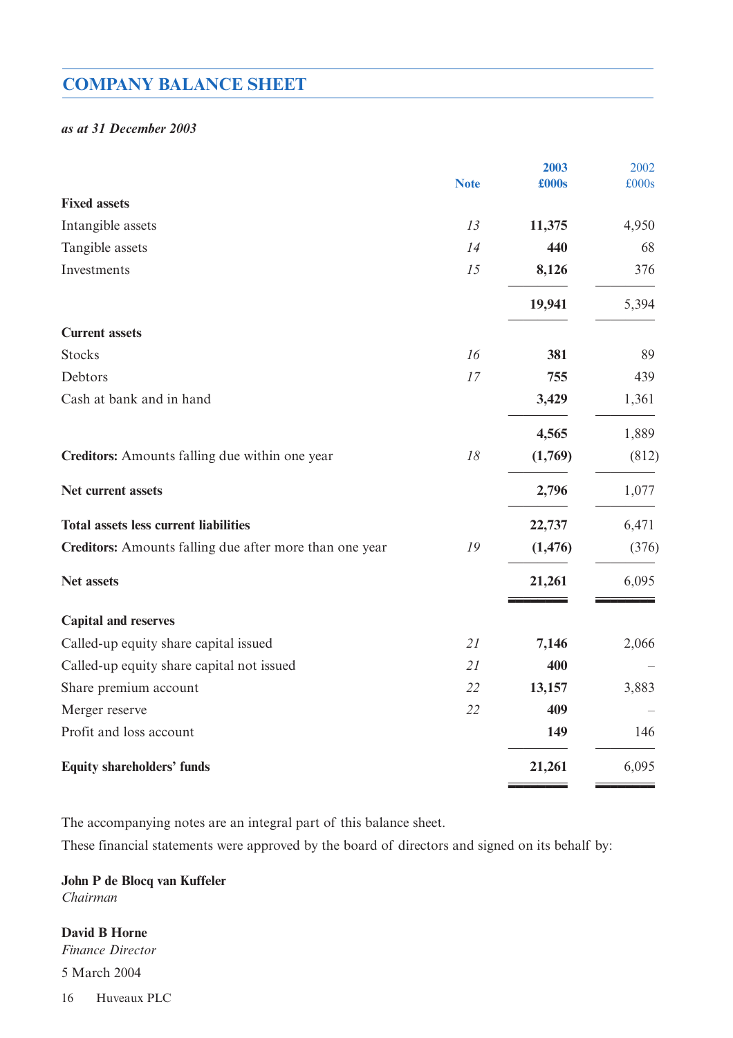# COMPANY BALANCE SHEET

*as at 31 December 2003*

| | Note | 2003 £000s | 2002 £000s |
|---|---|---|---|
| **Fixed assets** | | | |
| Intangible assets | *13* | **11,375** | 4,950 |
| Tangible assets | *14* | **440** | 68 |
| Investments | *15* | **8,126** | 376 |
| | | **19,941** | 5,394 |
| **Current assets** | | | |
| Stocks | *16* | **381** | 89 |
| Debtors | *17* | **755** | 439 |
| Cash at bank and in hand | | **3,429** | 1,361 |
| | | **4,565** | 1,889 |
| **Creditors:** Amounts falling due within one year | *18* | **(1,769)** | (812) |
| **Net current assets** | | **2,796** | 1,077 |
| **Total assets less current liabilities** | | **22,737** | 6,471 |
| **Creditors:** Amounts falling due after more than one year | *19* | **(1,476)** | (376) |
| **Net assets** | | **21,261** | 6,095 |
| **Capital and reserves** | | | |
| Called-up equity share capital issued | *21* | **7,146** | 2,066 |
| Called-up equity share capital not issued | *21* | **400** | – |
| Share premium account | *22* | **13,157** | 3,883 |
| Merger reserve | *22* | **409** | – |
| Profit and loss account | | **149** | 146 |
| **Equity shareholders' funds** | | **21,261** | 6,095 |

The accompanying notes are an integral part of this balance sheet.

These financial statements were approved by the board of directors and signed on its behalf by:

**John P de Blocq van Kuffeler**
*Chairman*

**David B Horne**
*Finance Director*

5 March 2004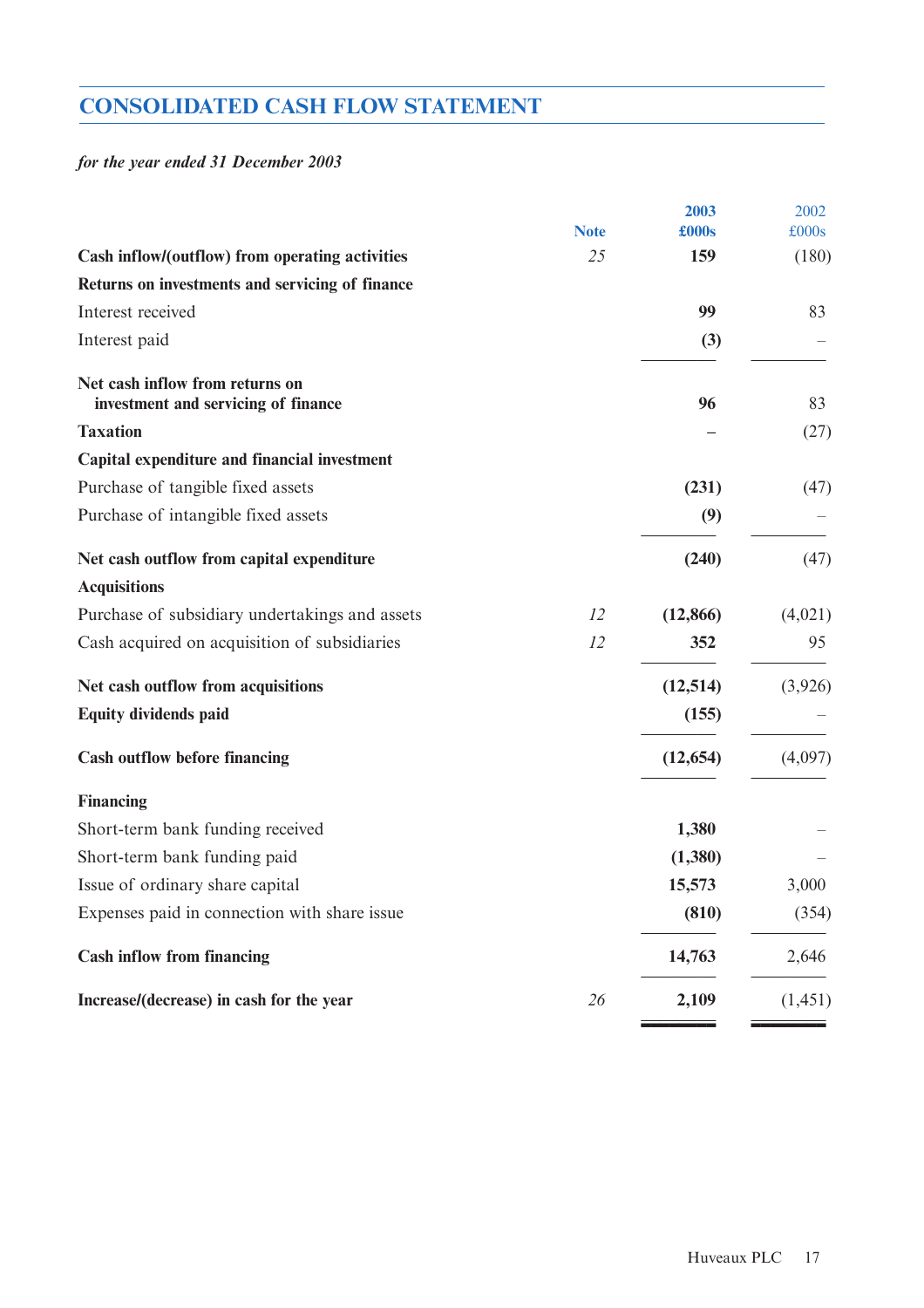## CONSOLIDATED CASH FLOW STATEMENT

*for the year ended 31 December 2003*

| | Note | 2003 £000s | 2002 £000s |
|---|---|---|---|
| **Cash inflow/(outflow) from operating activities** | *25* | **159** | (180) |
| **Returns on investments and servicing of finance** | | | |
| Interest received | | **99** | 83 |
| Interest paid | | **(3)** | – |
| **Net cash inflow from returns on investment and servicing of finance** | | **96** | 83 |
| **Taxation** | | **–** | (27) |
| **Capital expenditure and financial investment** | | | |
| Purchase of tangible fixed assets | | **(231)** | (47) |
| Purchase of intangible fixed assets | | **(9)** | – |
| **Net cash outflow from capital expenditure** | | **(240)** | (47) |
| **Acquisitions** | | | |
| Purchase of subsidiary undertakings and assets | *12* | **(12,866)** | (4,021) |
| Cash acquired on acquisition of subsidiaries | *12* | **352** | 95 |
| **Net cash outflow from acquisitions** | | **(12,514)** | (3,926) |
| **Equity dividends paid** | | **(155)** | – |
| **Cash outflow before financing** | | **(12,654)** | (4,097) |
| **Financing** | | | |
| Short-term bank funding received | | **1,380** | – |
| Short-term bank funding paid | | **(1,380)** | – |
| Issue of ordinary share capital | | **15,573** | 3,000 |
| Expenses paid in connection with share issue | | **(810)** | (354) |
| **Cash inflow from financing** | | **14,763** | 2,646 |
| **Increase/(decrease) in cash for the year** | *26* | **2,109** | (1,451) |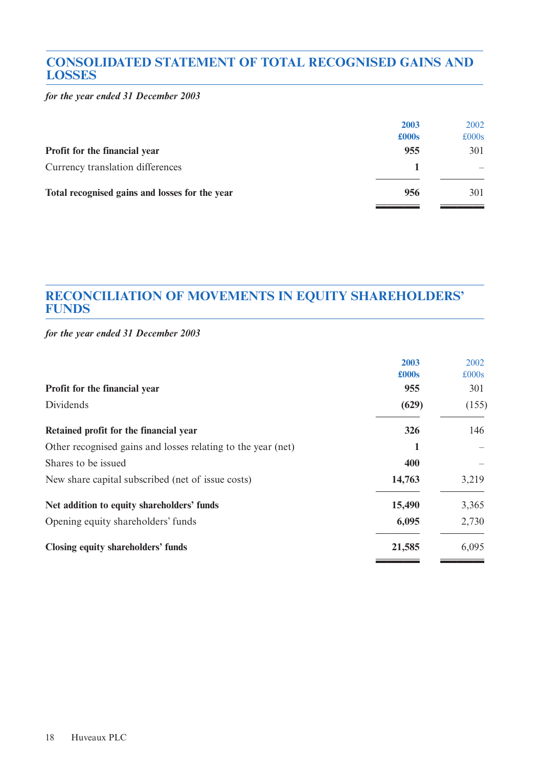## CONSOLIDATED STATEMENT OF TOTAL RECOGNISED GAINS AND LOSSES

*for the year ended 31 December 2003*

| | 2003 £000s | 2002 £000s |
|---|---|---|
| **Profit for the financial year** | **955** | 301 |
| Currency translation differences | **1** | – |
| **Total recognised gains and losses for the year** | **956** | 301 |

## RECONCILIATION OF MOVEMENTS IN EQUITY SHAREHOLDERS' FUNDS

*for the year ended 31 December 2003*

| | 2003 £000s | 2002 £000s |
|---|---|---|
| **Profit for the financial year** | **955** | 301 |
| Dividends | **(629)** | (155) |
| **Retained profit for the financial year** | **326** | 146 |
| Other recognised gains and losses relating to the year (net) | **1** | – |
| Shares to be issued | **400** | – |
| New share capital subscribed (net of issue costs) | **14,763** | 3,219 |
| **Net addition to equity shareholders' funds** | **15,490** | 3,365 |
| Opening equity shareholders' funds | **6,095** | 2,730 |
| **Closing equity shareholders' funds** | **21,585** | 6,095 |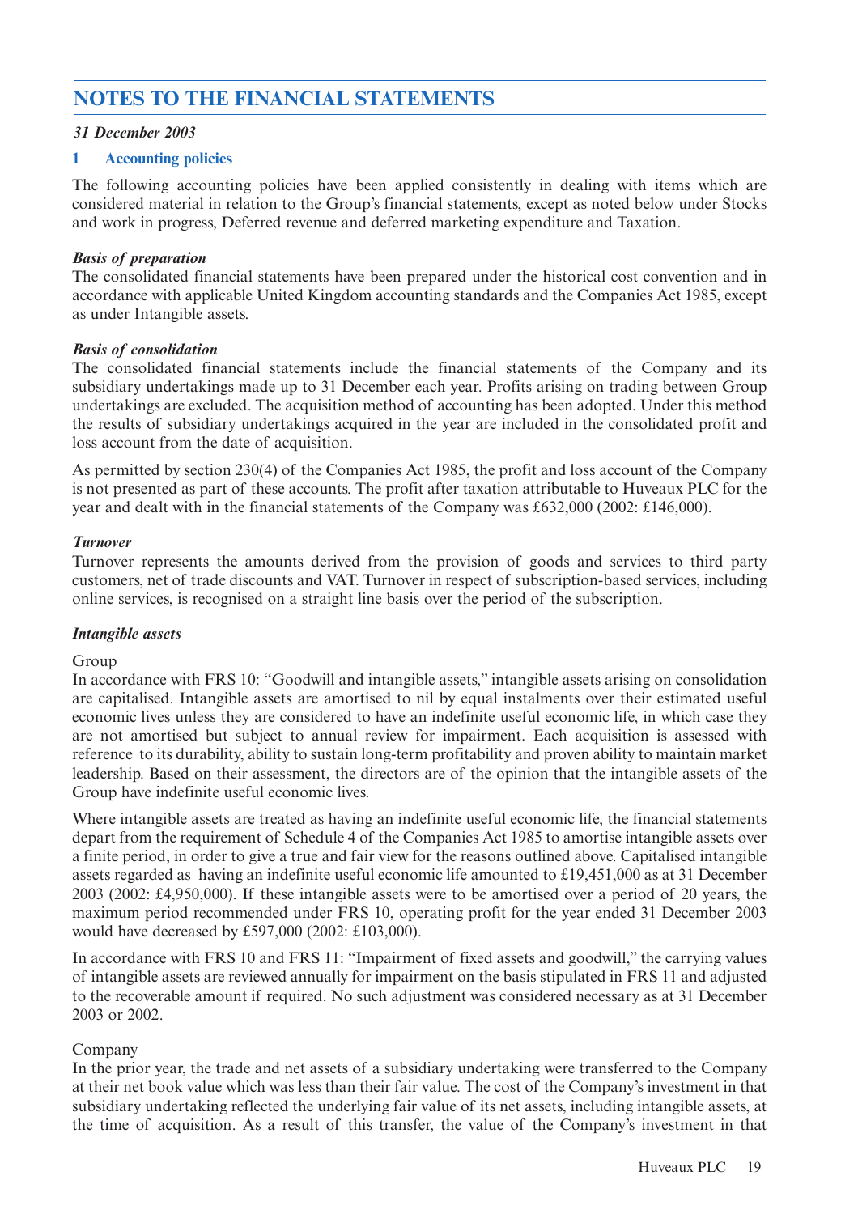# NOTES TO THE FINANCIAL STATEMENTS

*31 December 2003*

## 1 Accounting policies

The following accounting policies have been applied consistently in dealing with items which are considered material in relation to the Group's financial statements, except as noted below under Stocks and work in progress, Deferred revenue and deferred marketing expenditure and Taxation.

***Basis of preparation***

The consolidated financial statements have been prepared under the historical cost convention and in accordance with applicable United Kingdom accounting standards and the Companies Act 1985, except as under Intangible assets.

***Basis of consolidation***

The consolidated financial statements include the financial statements of the Company and its subsidiary undertakings made up to 31 December each year. Profits arising on trading between Group undertakings are excluded. The acquisition method of accounting has been adopted. Under this method the results of subsidiary undertakings acquired in the year are included in the consolidated profit and loss account from the date of acquisition.

As permitted by section 230(4) of the Companies Act 1985, the profit and loss account of the Company is not presented as part of these accounts. The profit after taxation attributable to Huveaux PLC for the year and dealt with in the financial statements of the Company was £632,000 (2002: £146,000).

***Turnover***

Turnover represents the amounts derived from the provision of goods and services to third party customers, net of trade discounts and VAT. Turnover in respect of subscription-based services, including online services, is recognised on a straight line basis over the period of the subscription.

***Intangible assets***

Group

In accordance with FRS 10: "Goodwill and intangible assets," intangible assets arising on consolidation are capitalised. Intangible assets are amortised to nil by equal instalments over their estimated useful economic lives unless they are considered to have an indefinite useful economic life, in which case they are not amortised but subject to annual review for impairment. Each acquisition is assessed with reference to its durability, ability to sustain long-term profitability and proven ability to maintain market leadership. Based on their assessment, the directors are of the opinion that the intangible assets of the Group have indefinite useful economic lives.

Where intangible assets are treated as having an indefinite useful economic life, the financial statements depart from the requirement of Schedule 4 of the Companies Act 1985 to amortise intangible assets over a finite period, in order to give a true and fair view for the reasons outlined above. Capitalised intangible assets regarded as having an indefinite useful economic life amounted to £19,451,000 as at 31 December 2003 (2002: £4,950,000). If these intangible assets were to be amortised over a period of 20 years, the maximum period recommended under FRS 10, operating profit for the year ended 31 December 2003 would have decreased by £597,000 (2002: £103,000).

In accordance with FRS 10 and FRS 11: "Impairment of fixed assets and goodwill," the carrying values of intangible assets are reviewed annually for impairment on the basis stipulated in FRS 11 and adjusted to the recoverable amount if required. No such adjustment was considered necessary as at 31 December 2003 or 2002.

Company

In the prior year, the trade and net assets of a subsidiary undertaking were transferred to the Company at their net book value which was less than their fair value. The cost of the Company's investment in that subsidiary undertaking reflected the underlying fair value of its net assets, including intangible assets, at the time of acquisition. As a result of this transfer, the value of the Company's investment in that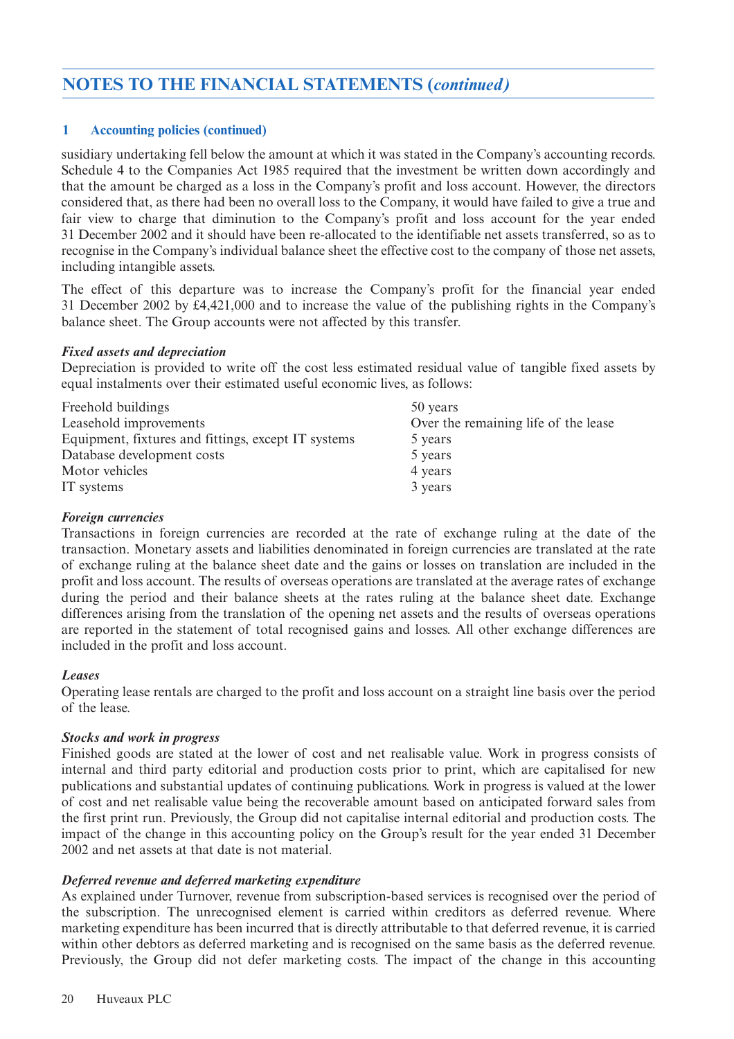## NOTES TO THE FINANCIAL STATEMENTS (*continued*)

### 1 Accounting policies (continued)

susidiary undertaking fell below the amount at which it was stated in the Company's accounting records. Schedule 4 to the Companies Act 1985 required that the investment be written down accordingly and that the amount be charged as a loss in the Company's profit and loss account. However, the directors considered that, as there had been no overall loss to the Company, it would have failed to give a true and fair view to charge that diminution to the Company's profit and loss account for the year ended 31 December 2002 and it should have been re-allocated to the identifiable net assets transferred, so as to recognise in the Company's individual balance sheet the effective cost to the company of those net assets, including intangible assets.

The effect of this departure was to increase the Company's profit for the financial year ended 31 December 2002 by £4,421,000 and to increase the value of the publishing rights in the Company's balance sheet. The Group accounts were not affected by this transfer.

***Fixed assets and depreciation***

Depreciation is provided to write off the cost less estimated residual value of tangible fixed assets by equal instalments over their estimated useful economic lives, as follows:

| | |
|---|---|
| Freehold buildings | 50 years |
| Leasehold improvements | Over the remaining life of the lease |
| Equipment, fixtures and fittings, except IT systems | 5 years |
| Database development costs | 5 years |
| Motor vehicles | 4 years |
| IT systems | 3 years |

***Foreign currencies***

Transactions in foreign currencies are recorded at the rate of exchange ruling at the date of the transaction. Monetary assets and liabilities denominated in foreign currencies are translated at the rate of exchange ruling at the balance sheet date and the gains or losses on translation are included in the profit and loss account. The results of overseas operations are translated at the average rates of exchange during the period and their balance sheets at the rates ruling at the balance sheet date. Exchange differences arising from the translation of the opening net assets and the results of overseas operations are reported in the statement of total recognised gains and losses. All other exchange differences are included in the profit and loss account.

***Leases***

Operating lease rentals are charged to the profit and loss account on a straight line basis over the period of the lease.

***Stocks and work in progress***

Finished goods are stated at the lower of cost and net realisable value. Work in progress consists of internal and third party editorial and production costs prior to print, which are capitalised for new publications and substantial updates of continuing publications. Work in progress is valued at the lower of cost and net realisable value being the recoverable amount based on anticipated forward sales from the first print run. Previously, the Group did not capitalise internal editorial and production costs. The impact of the change in this accounting policy on the Group's result for the year ended 31 December 2002 and net assets at that date is not material.

***Deferred revenue and deferred marketing expenditure***

As explained under Turnover, revenue from subscription-based services is recognised over the period of the subscription. The unrecognised element is carried within creditors as deferred revenue. Where marketing expenditure has been incurred that is directly attributable to that deferred revenue, it is carried within other debtors as deferred marketing and is recognised on the same basis as the deferred revenue. Previously, the Group did not defer marketing costs. The impact of the change in this accounting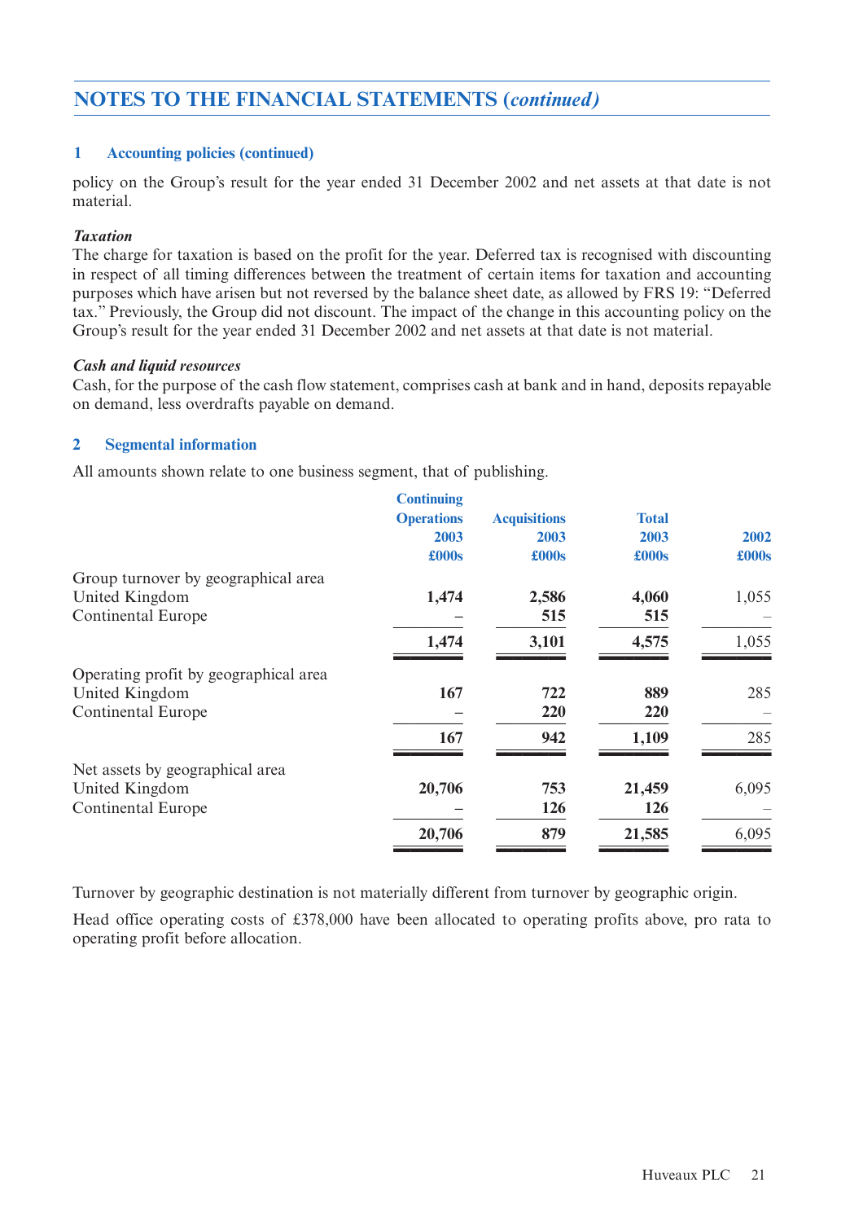# NOTES TO THE FINANCIAL STATEMENTS (*continued*)

### 1 Accounting policies (continued)

policy on the Group's result for the year ended 31 December 2002 and net assets at that date is not material.

***Taxation***

The charge for taxation is based on the profit for the year. Deferred tax is recognised with discounting in respect of all timing differences between the treatment of certain items for taxation and accounting purposes which have arisen but not reversed by the balance sheet date, as allowed by FRS 19: "Deferred tax." Previously, the Group did not discount. The impact of the change in this accounting policy on the Group's result for the year ended 31 December 2002 and net assets at that date is not material.

***Cash and liquid resources***

Cash, for the purpose of the cash flow statement, comprises cash at bank and in hand, deposits repayable on demand, less overdrafts payable on demand.

### 2 Segmental information

All amounts shown relate to one business segment, that of publishing.

| | Continuing Operations 2003 £000s | Acquisitions 2003 £000s | Total 2003 £000s | 2002 £000s |
|---|---|---|---|---|
| Group turnover by geographical area | | | | |
| United Kingdom | **1,474** | **2,586** | **4,060** | 1,055 |
| Continental Europe | **–** | **515** | **515** | – |
| | **1,474** | **3,101** | **4,575** | 1,055 |
| Operating profit by geographical area | | | | |
| United Kingdom | **167** | **722** | **889** | 285 |
| Continental Europe | **–** | **220** | **220** | – |
| | **167** | **942** | **1,109** | 285 |
| Net assets by geographical area | | | | |
| United Kingdom | **20,706** | **753** | **21,459** | 6,095 |
| Continental Europe | **–** | **126** | **126** | – |
| | **20,706** | **879** | **21,585** | 6,095 |

Turnover by geographic destination is not materially different from turnover by geographic origin.

Head office operating costs of £378,000 have been allocated to operating profits above, pro rata to operating profit before allocation.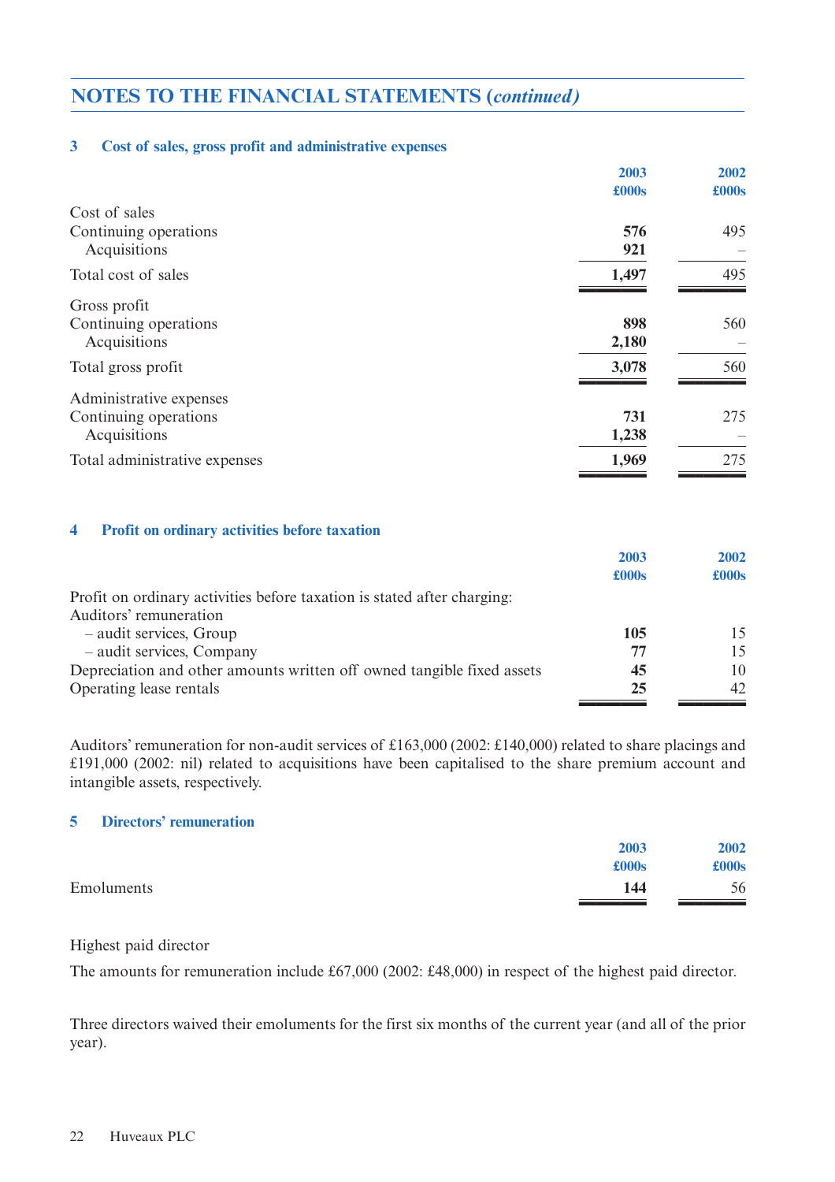## NOTES TO THE FINANCIAL STATEMENTS (*continued*)

### 3 Cost of sales, gross profit and administrative expenses

| | 2003 £000s | 2002 £000s |
|---|---|---|
| Cost of sales | | |
| Continuing operations | **576** | 495 |
| Acquisitions | **921** | – |
| Total cost of sales | **1,497** | 495 |
| Gross profit | | |
| Continuing operations | **898** | 560 |
| Acquisitions | **2,180** | – |
| Total gross profit | **3,078** | 560 |
| Administrative expenses | | |
| Continuing operations | **731** | 275 |
| Acquisitions | **1,238** | – |
| Total administrative expenses | **1,969** | 275 |

### 4 Profit on ordinary activities before taxation

| | 2003 £000s | 2002 £000s |
|---|---|---|
| Profit on ordinary activities before taxation is stated after charging: | | |
| Auditors' remuneration | | |
| – audit services, Group | **105** | 15 |
| – audit services, Company | **77** | 15 |
| Depreciation and other amounts written off owned tangible fixed assets | **45** | 10 |
| Operating lease rentals | **25** | 42 |

Auditors' remuneration for non-audit services of £163,000 (2002: £140,000) related to share placings and £191,000 (2002: nil) related to acquisitions have been capitalised to the share premium account and intangible assets, respectively.

### 5 Directors' remuneration

| | 2003 £000s | 2002 £000s |
|---|---|---|
| Emoluments | **144** | 56 |

Highest paid director

The amounts for remuneration include £67,000 (2002: £48,000) in respect of the highest paid director.

Three directors waived their emoluments for the first six months of the current year (and all of the prior year).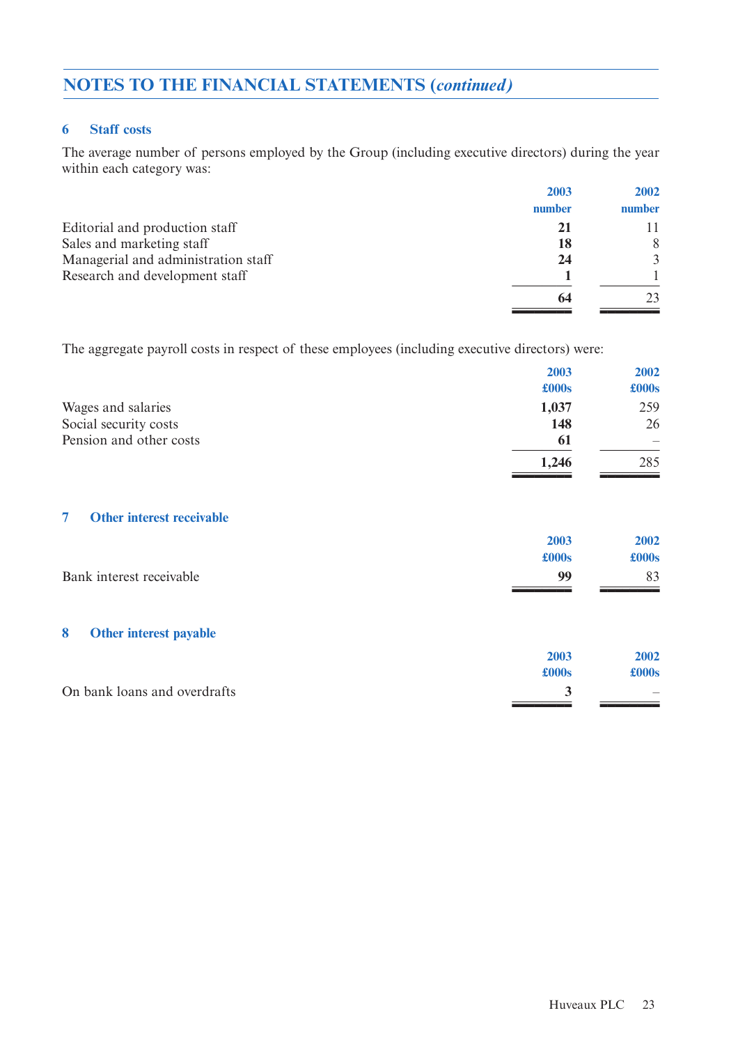# NOTES TO THE FINANCIAL STATEMENTS *(continued)*

## 6 Staff costs

The average number of persons employed by the Group (including executive directors) during the year within each category was:

| | 2003 number | 2002 number |
|---|---|---|
| Editorial and production staff | **21** | 11 |
| Sales and marketing staff | **18** | 8 |
| Managerial and administration staff | **24** | 3 |
| Research and development staff | **1** | 1 |
| | **64** | 23 |

The aggregate payroll costs in respect of these employees (including executive directors) were:

| | 2003 £000s | 2002 £000s |
|---|---|---|
| Wages and salaries | **1,037** | 259 |
| Social security costs | **148** | 26 |
| Pension and other costs | **61** | – |
| | **1,246** | 285 |

## 7 Other interest receivable

| | 2003 £000s | 2002 £000s |
|---|---|---|
| Bank interest receivable | **99** | 83 |

## 8 Other interest payable

| | 2003 £000s | 2002 £000s |
|---|---|---|
| On bank loans and overdrafts | **3** | – |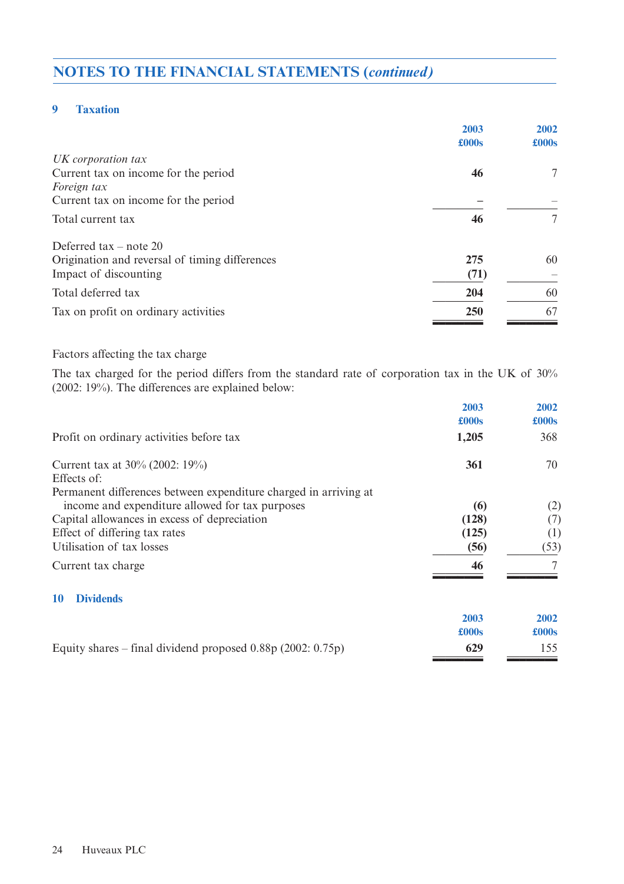## NOTES TO THE FINANCIAL STATEMENTS (*continued*)

### 9 Taxation

| | 2003 £000s | 2002 £000s |
|---|---|---|
| *UK corporation tax* | | |
| Current tax on income for the period | **46** | 7 |
| *Foreign tax* | | |
| Current tax on income for the period | **–** | – |
| Total current tax | **46** | 7 |
| | | |
| Deferred tax – note 20 | | |
| Origination and reversal of timing differences | **275** | 60 |
| Impact of discounting | **(71)** | – |
| Total deferred tax | **204** | 60 |
| Tax on profit on ordinary activities | **250** | 67 |

Factors affecting the tax charge

The tax charged for the period differs from the standard rate of corporation tax in the UK of 30% (2002: 19%). The differences are explained below:

| | 2003 £000s | 2002 £000s |
|---|---|---|
| Profit on ordinary activities before tax | **1,205** | 368 |
| | | |
| Current tax at 30% (2002: 19%) | **361** | 70 |
| Effects of: | | |
| Permanent differences between expenditure charged in arriving at income and expenditure allowed for tax purposes | **(6)** | (2) |
| Capital allowances in excess of depreciation | **(128)** | (7) |
| Effect of differing tax rates | **(125)** | (1) |
| Utilisation of tax losses | **(56)** | (53) |
| Current tax charge | **46** | 7 |

### 10 Dividends

| | 2003 £000s | 2002 £000s |
|---|---|---|
| Equity shares – final dividend proposed 0.88p (2002: 0.75p) | **629** | 155 |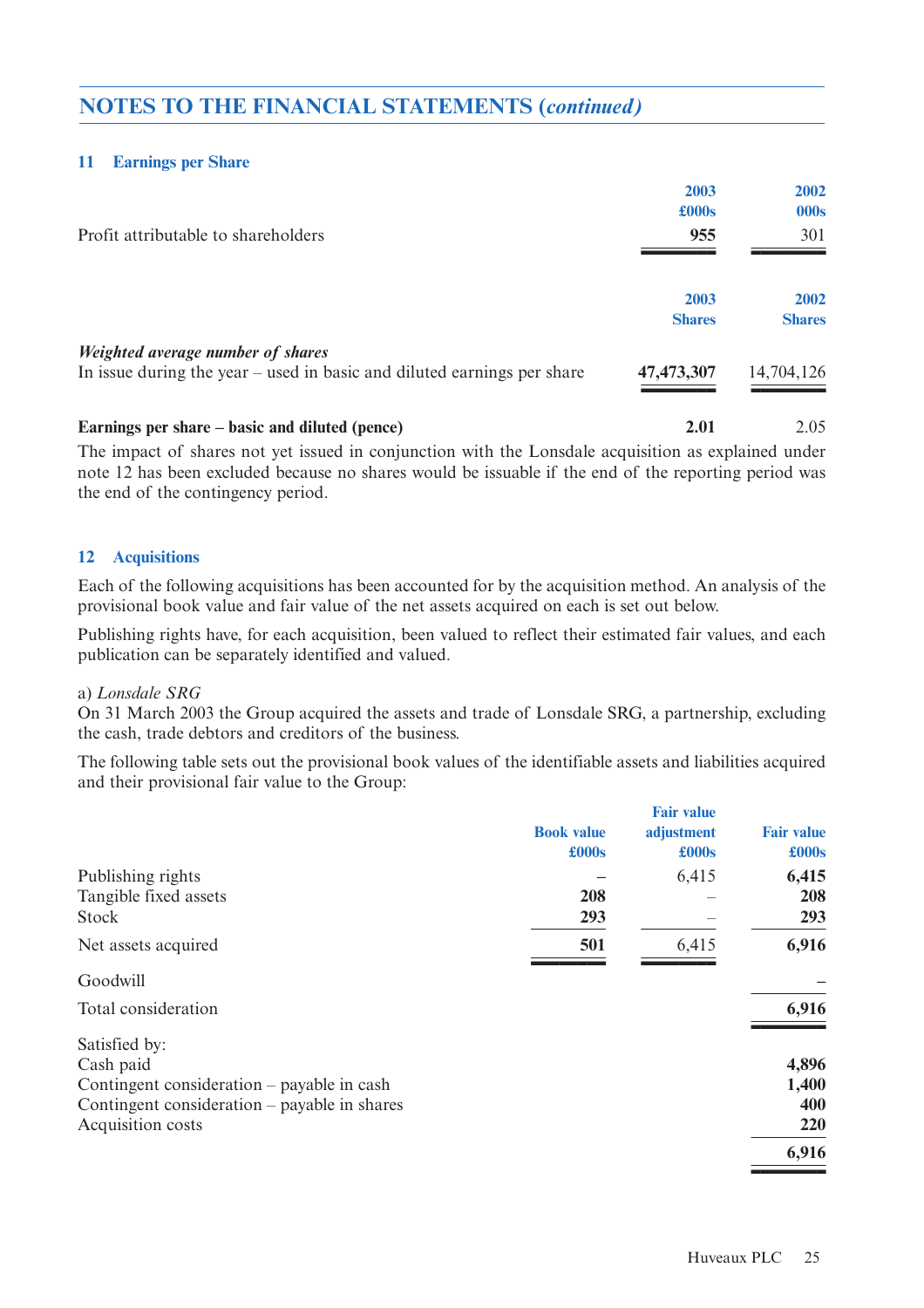## NOTES TO THE FINANCIAL STATEMENTS *(continued)*

### 11 Earnings per Share

| | 2003 £000s | 2002 000s |
|---|---|---|
| Profit attributable to shareholders | **955** | 301 |

| | 2003 Shares | 2002 Shares |
|---|---|---|
| ***Weighted average number of shares*** | | |
| In issue during the year – used in basic and diluted earnings per share | **47,473,307** | 14,704,126 |
| **Earnings per share – basic and diluted (pence)** | **2.01** | 2.05 |

The impact of shares not yet issued in conjunction with the Lonsdale acquisition as explained under note 12 has been excluded because no shares would be issuable if the end of the reporting period was the end of the contingency period.

### 12 Acquisitions

Each of the following acquisitions has been accounted for by the acquisition method. An analysis of the provisional book value and fair value of the net assets acquired on each is set out below.

Publishing rights have, for each acquisition, been valued to reflect their estimated fair values, and each publication can be separately identified and valued.

a) *Lonsdale SRG*

On 31 March 2003 the Group acquired the assets and trade of Lonsdale SRG, a partnership, excluding the cash, trade debtors and creditors of the business.

The following table sets out the provisional book values of the identifiable assets and liabilities acquired and their provisional fair value to the Group:

| | Book value £000s | Fair value adjustment £000s | Fair value £000s |
|---|---|---|---|
| Publishing rights | – | 6,415 | **6,415** |
| Tangible fixed assets | **208** | – | **208** |
| Stock | **293** | – | **293** |
| Net assets acquired | **501** | 6,415 | **6,916** |
| Goodwill | | | – |
| Total consideration | | | **6,916** |
| Satisfied by: | | | |
| Cash paid | | | **4,896** |
| Contingent consideration – payable in cash | | | **1,400** |
| Contingent consideration – payable in shares | | | **400** |
| Acquisition costs | | | **220** |
| | | | **6,916** |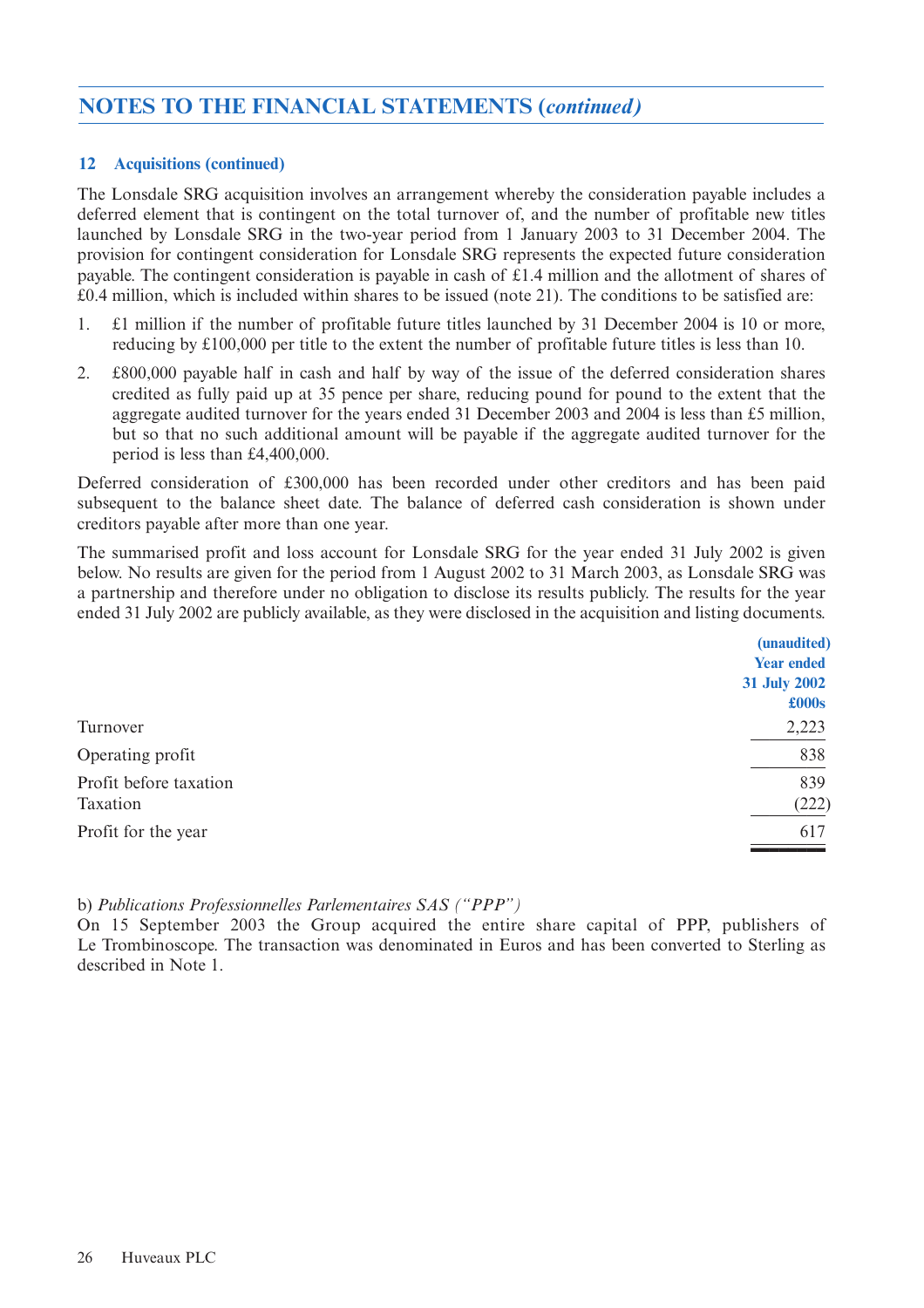## NOTES TO THE FINANCIAL STATEMENTS (*continued*)

### 12 Acquisitions (continued)

The Lonsdale SRG acquisition involves an arrangement whereby the consideration payable includes a deferred element that is contingent on the total turnover of, and the number of profitable new titles launched by Lonsdale SRG in the two-year period from 1 January 2003 to 31 December 2004. The provision for contingent consideration for Lonsdale SRG represents the expected future consideration payable. The contingent consideration is payable in cash of £1.4 million and the allotment of shares of £0.4 million, which is included within shares to be issued (note 21). The conditions to be satisfied are:

1. £1 million if the number of profitable future titles launched by 31 December 2004 is 10 or more, reducing by £100,000 per title to the extent the number of profitable future titles is less than 10.
2. £800,000 payable half in cash and half by way of the issue of the deferred consideration shares credited as fully paid up at 35 pence per share, reducing pound for pound to the extent that the aggregate audited turnover for the years ended 31 December 2003 and 2004 is less than £5 million, but so that no such additional amount will be payable if the aggregate audited turnover for the period is less than £4,400,000.

Deferred consideration of £300,000 has been recorded under other creditors and has been paid subsequent to the balance sheet date. The balance of deferred cash consideration is shown under creditors payable after more than one year.

The summarised profit and loss account for Lonsdale SRG for the year ended 31 July 2002 is given below. No results are given for the period from 1 August 2002 to 31 March 2003, as Lonsdale SRG was a partnership and therefore under no obligation to disclose its results publicly. The results for the year ended 31 July 2002 are publicly available, as they were disclosed in the acquisition and listing documents.

| | (unaudited) Year ended 31 July 2002 £000s |
|---|---|
| Turnover | 2,223 |
| Operating profit | 838 |
| Profit before taxation | 839 |
| Taxation | (222) |
| Profit for the year | 617 |

b) *Publications Professionnelles Parlementaires SAS ("PPP")*

On 15 September 2003 the Group acquired the entire share capital of PPP, publishers of Le Trombinoscope. The transaction was denominated in Euros and has been converted to Sterling as described in Note 1.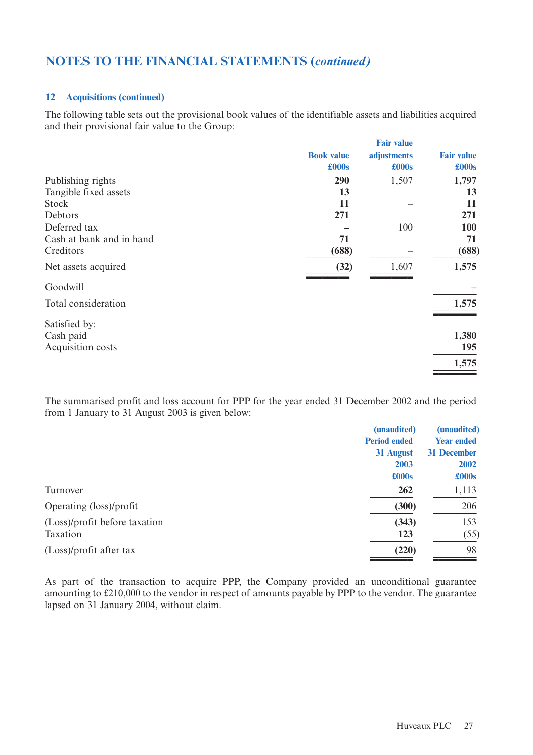## NOTES TO THE FINANCIAL STATEMENTS (*continued*)

### 12 Acquisitions (continued)

The following table sets out the provisional book values of the identifiable assets and liabilities acquired and their provisional fair value to the Group:

| | Book value £000s | Fair value adjustments £000s | Fair value £000s |
|---|---|---|---|
| Publishing rights | **290** | 1,507 | **1,797** |
| Tangible fixed assets | **13** | – | **13** |
| Stock | **11** | – | **11** |
| Debtors | **271** | – | **271** |
| Deferred tax | **–** | 100 | **100** |
| Cash at bank and in hand | **71** | – | **71** |
| Creditors | **(688)** | – | **(688)** |
| Net assets acquired | **(32)** | 1,607 | **1,575** |
| Goodwill | | | **–** |
| Total consideration | | | **1,575** |
| Satisfied by: | | | |
| Cash paid | | | **1,380** |
| Acquisition costs | | | **195** |
| | | | **1,575** |

The summarised profit and loss account for PPP for the year ended 31 December 2002 and the period from 1 January to 31 August 2003 is given below:

| | (unaudited) Period ended 31 August 2003 £000s | (unaudited) Year ended 31 December 2002 £000s |
|---|---|---|
| Turnover | **262** | 1,113 |
| Operating (loss)/profit | **(300)** | 206 |
| (Loss)/profit before taxation | **(343)** | 153 |
| Taxation | **123** | (55) |
| (Loss)/profit after tax | **(220)** | 98 |

As part of the transaction to acquire PPP, the Company provided an unconditional guarantee amounting to £210,000 to the vendor in respect of amounts payable by PPP to the vendor. The guarantee lapsed on 31 January 2004, without claim.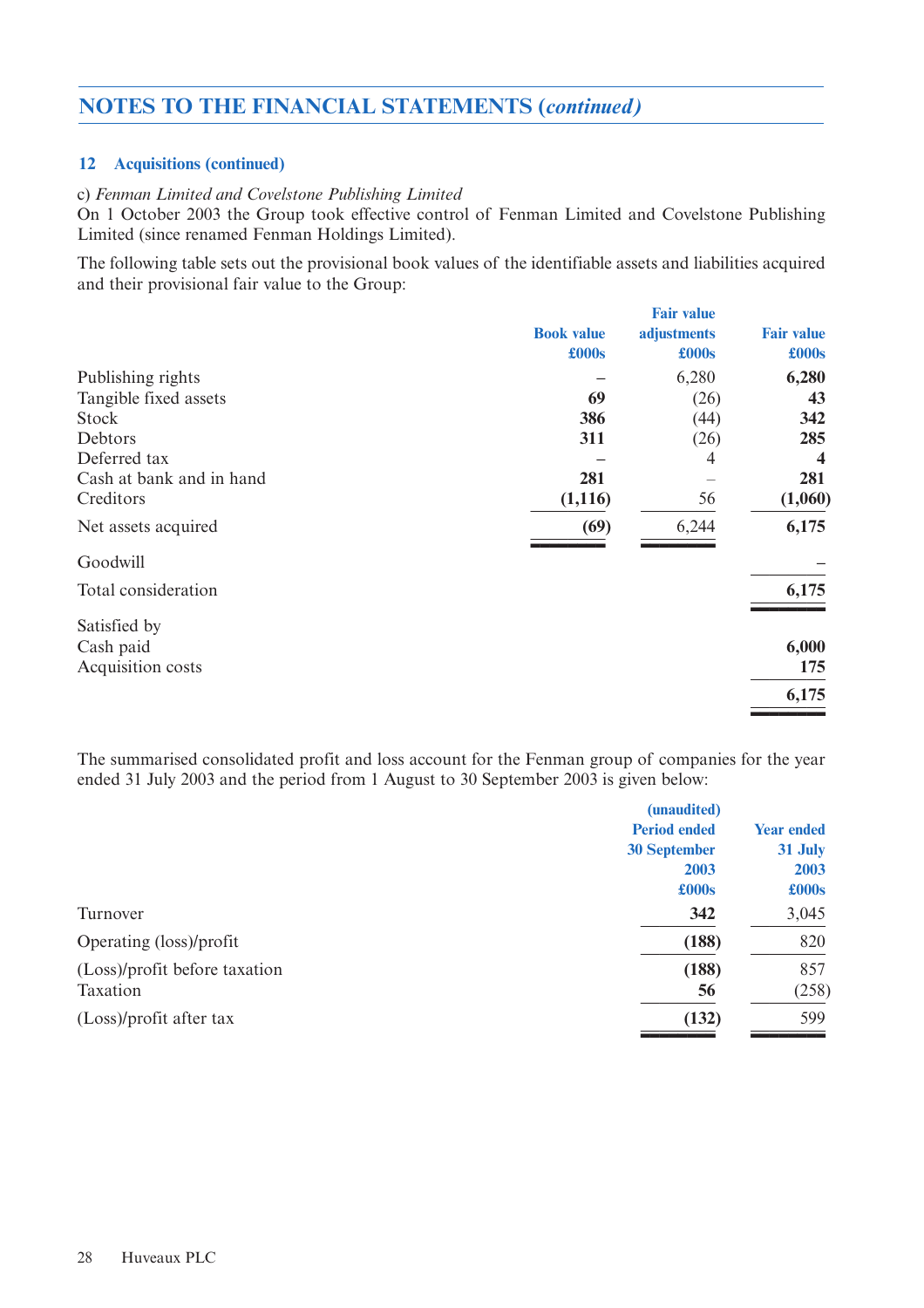## NOTES TO THE FINANCIAL STATEMENTS *(continued)*

### 12 Acquisitions (continued)

c) *Fenman Limited and Covelstone Publishing Limited*
On 1 October 2003 the Group took effective control of Fenman Limited and Covelstone Publishing Limited (since renamed Fenman Holdings Limited).

The following table sets out the provisional book values of the identifiable assets and liabilities acquired and their provisional fair value to the Group:

| | Book value £000s | Fair value adjustments £000s | Fair value £000s |
|---|---|---|---|
| Publishing rights | – | 6,280 | **6,280** |
| Tangible fixed assets | **69** | (26) | **43** |
| Stock | **386** | (44) | **342** |
| Debtors | **311** | (26) | **285** |
| Deferred tax | – | 4 | **4** |
| Cash at bank and in hand | **281** | – | **281** |
| Creditors | **(1,116)** | 56 | **(1,060)** |
| Net assets acquired | **(69)** | 6,244 | **6,175** |
| Goodwill | | | – |
| Total consideration | | | **6,175** |
| Satisfied by | | | |
| Cash paid | | | **6,000** |
| Acquisition costs | | | **175** |
| | | | **6,175** |

The summarised consolidated profit and loss account for the Fenman group of companies for the year ended 31 July 2003 and the period from 1 August to 30 September 2003 is given below:

| | (unaudited) Period ended 30 September 2003 £000s | Year ended 31 July 2003 £000s |
|---|---|---|
| Turnover | **342** | 3,045 |
| Operating (loss)/profit | **(188)** | 820 |
| (Loss)/profit before taxation | **(188)** | 857 |
| Taxation | **56** | (258) |
| (Loss)/profit after tax | **(132)** | 599 |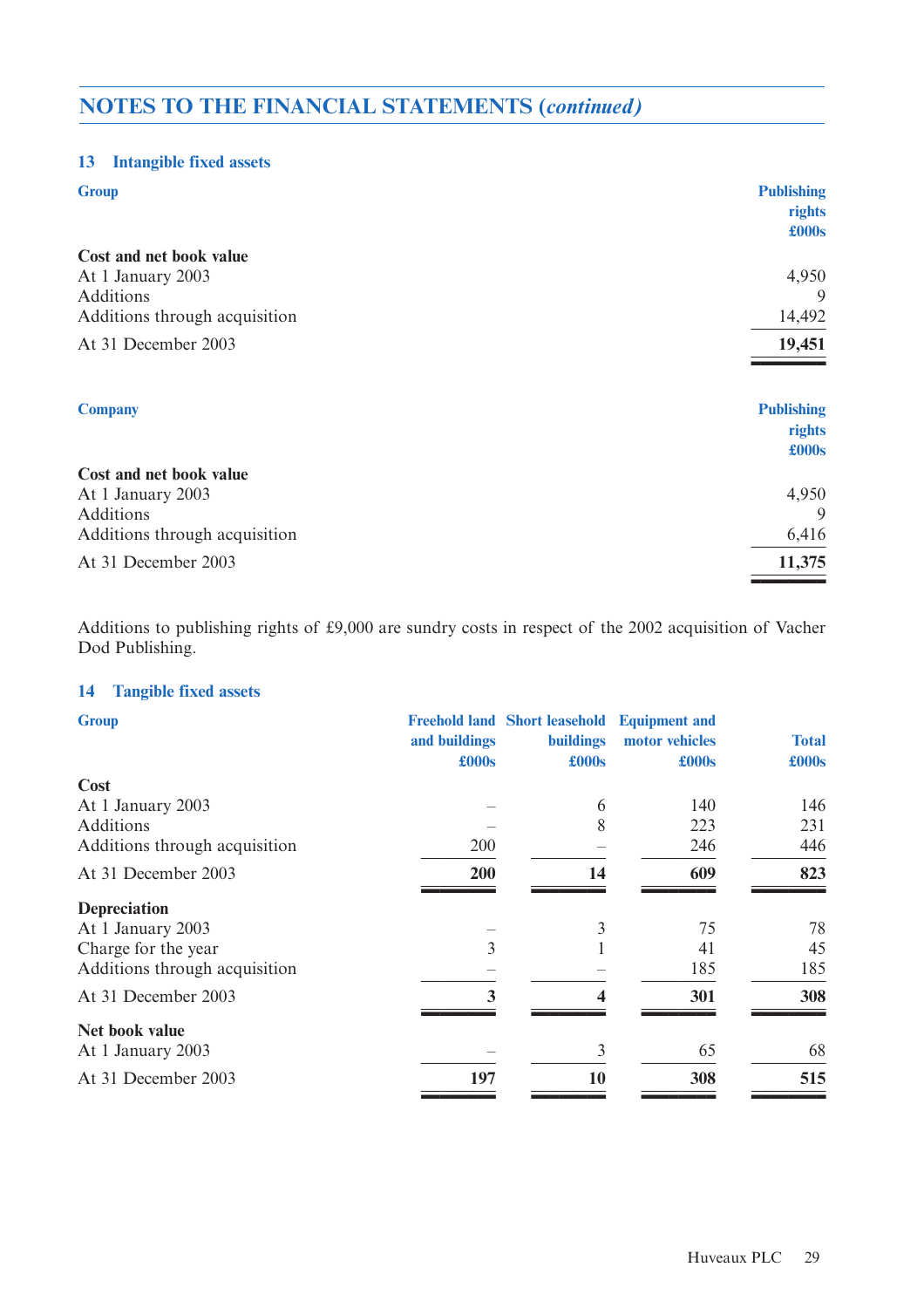## NOTES TO THE FINANCIAL STATEMENTS (*continued*)

### 13 Intangible fixed assets

**Group**

| | Publishing rights £000s |
|---|---|
| **Cost and net book value** | |
| At 1 January 2003 | 4,950 |
| Additions | 9 |
| Additions through acquisition | 14,492 |
| At 31 December 2003 | **19,451** |

**Company**

| | Publishing rights £000s |
|---|---|
| **Cost and net book value** | |
| At 1 January 2003 | 4,950 |
| Additions | 9 |
| Additions through acquisition | 6,416 |
| At 31 December 2003 | **11,375** |

Additions to publishing rights of £9,000 are sundry costs in respect of the 2002 acquisition of Vacher Dod Publishing.

### 14 Tangible fixed assets

**Group**

| | Freehold land and buildings £000s | Short leasehold buildings £000s | Equipment and motor vehicles £000s | Total £000s |
|---|---|---|---|---|
| **Cost** | | | | |
| At 1 January 2003 | – | 6 | 140 | 146 |
| Additions | – | 8 | 223 | 231 |
| Additions through acquisition | 200 | – | 246 | 446 |
| At 31 December 2003 | **200** | **14** | **609** | **823** |
| **Depreciation** | | | | |
| At 1 January 2003 | – | 3 | 75 | 78 |
| Charge for the year | 3 | 1 | 41 | 45 |
| Additions through acquisition | – | – | 185 | 185 |
| At 31 December 2003 | **3** | **4** | **301** | **308** |
| **Net book value** | | | | |
| At 1 January 2003 | – | 3 | 65 | 68 |
| At 31 December 2003 | **197** | **10** | **308** | **515** |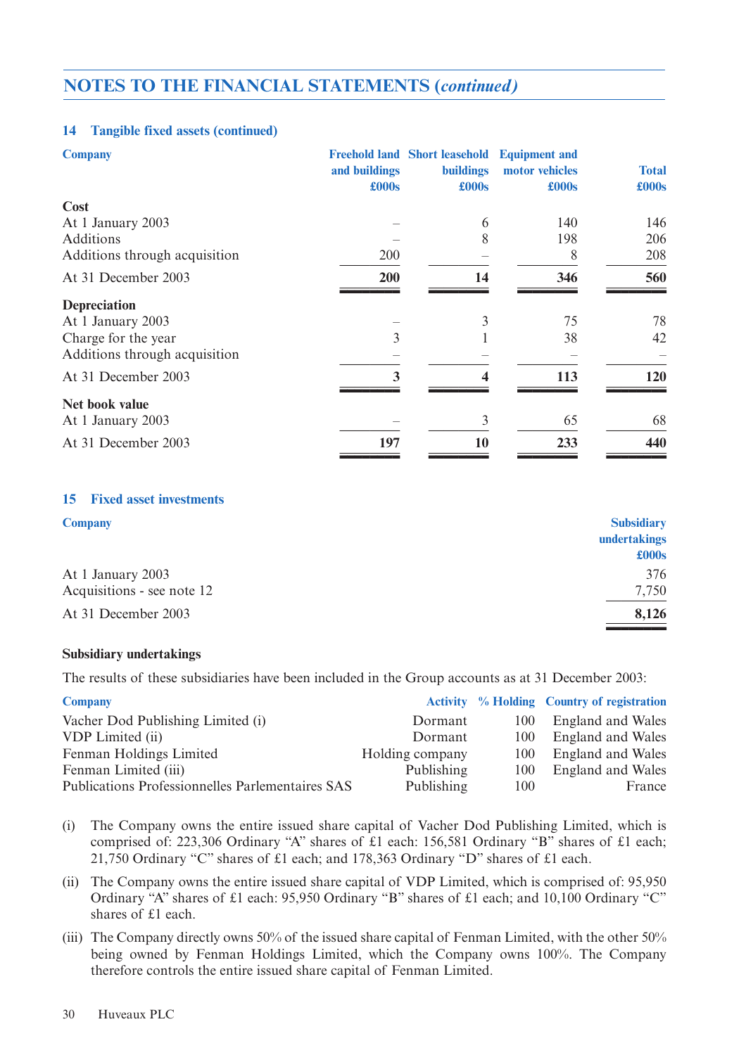## NOTES TO THE FINANCIAL STATEMENTS *(continued)*

### 14 Tangible fixed assets (continued)

| Company | Freehold land and buildings £000s | Short leasehold buildings £000s | Equipment and motor vehicles £000s | Total £000s |
|---|---|---|---|---|
| **Cost** | | | | |
| At 1 January 2003 | – | 6 | 140 | 146 |
| Additions | – | 8 | 198 | 206 |
| Additions through acquisition | 200 | – | 8 | 208 |
| At 31 December 2003 | **200** | **14** | **346** | **560** |
| **Depreciation** | | | | |
| At 1 January 2003 | – | 3 | 75 | 78 |
| Charge for the year | 3 | 1 | 38 | 42 |
| Additions through acquisition | – | – | – | – |
| At 31 December 2003 | **3** | **4** | **113** | **120** |
| **Net book value** | | | | |
| At 1 January 2003 | – | 3 | 65 | 68 |
| At 31 December 2003 | **197** | **10** | **233** | **440** |

### 15 Fixed asset investments

| Company | Subsidiary undertakings £000s |
|---|---|
| At 1 January 2003 | 376 |
| Acquisitions - see note 12 | 7,750 |
| At 31 December 2003 | **8,126** |

**Subsidiary undertakings**

The results of these subsidiaries have been included in the Group accounts as at 31 December 2003:

| Company | Activity | % Holding | Country of registration |
|---|---|---|---|
| Vacher Dod Publishing Limited (i) | Dormant | 100 | England and Wales |
| VDP Limited (ii) | Dormant | 100 | England and Wales |
| Fenman Holdings Limited | Holding company | 100 | England and Wales |
| Fenman Limited (iii) | Publishing | 100 | England and Wales |
| Publications Professionnelles Parlementaires SAS | Publishing | 100 | France |

(i) The Company owns the entire issued share capital of Vacher Dod Publishing Limited, which is comprised of: 223,306 Ordinary "A" shares of £1 each: 156,581 Ordinary "B" shares of £1 each; 21,750 Ordinary "C" shares of £1 each; and 178,363 Ordinary "D" shares of £1 each.

(ii) The Company owns the entire issued share capital of VDP Limited, which is comprised of: 95,950 Ordinary "A" shares of £1 each: 95,950 Ordinary "B" shares of £1 each; and 10,100 Ordinary "C" shares of £1 each.

(iii) The Company directly owns 50% of the issued share capital of Fenman Limited, with the other 50% being owned by Fenman Holdings Limited, which the Company owns 100%. The Company therefore controls the entire issued share capital of Fenman Limited.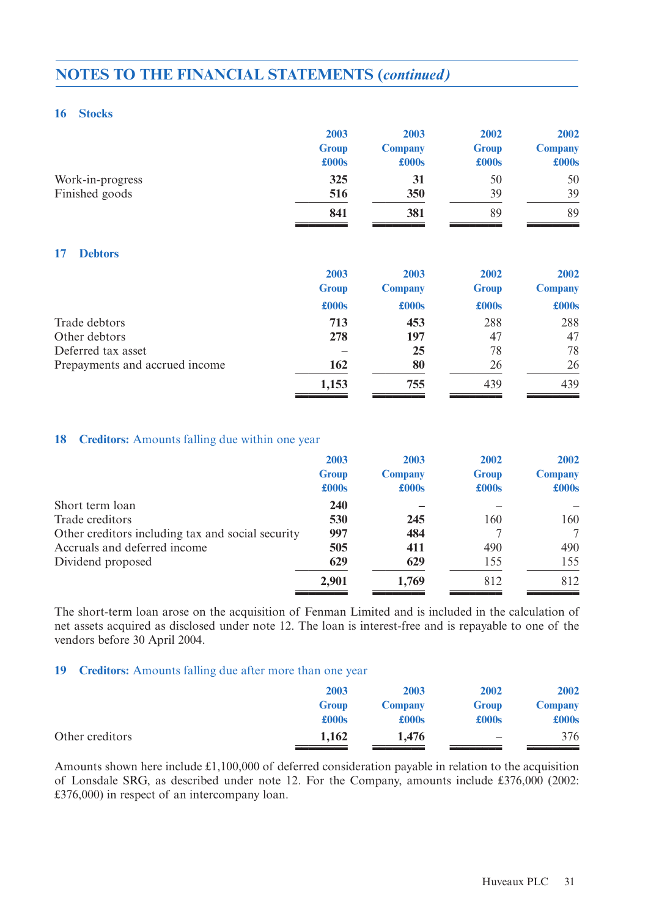## NOTES TO THE FINANCIAL STATEMENTS (*continued*)

### 16 Stocks

| | 2003 Group £000s | 2003 Company £000s | 2002 Group £000s | 2002 Company £000s |
|---|---|---|---|---|
| Work-in-progress | **325** | **31** | 50 | 50 |
| Finished goods | **516** | **350** | 39 | 39 |
| | **841** | **381** | 89 | 89 |

### 17 Debtors

| | 2003 Group £000s | 2003 Company £000s | 2002 Group £000s | 2002 Company £000s |
|---|---|---|---|---|
| Trade debtors | **713** | **453** | 288 | 288 |
| Other debtors | **278** | **197** | 47 | 47 |
| Deferred tax asset | **–** | **25** | 78 | 78 |
| Prepayments and accrued income | **162** | **80** | 26 | 26 |
| | **1,153** | **755** | 439 | 439 |

### 18 Creditors: Amounts falling due within one year

| | 2003 Group £000s | 2003 Company £000s | 2002 Group £000s | 2002 Company £000s |
|---|---|---|---|---|
| Short term loan | **240** | **–** | – | – |
| Trade creditors | **530** | **245** | 160 | 160 |
| Other creditors including tax and social security | **997** | **484** | 7 | 7 |
| Accruals and deferred income | **505** | **411** | 490 | 490 |
| Dividend proposed | **629** | **629** | 155 | 155 |
| | **2,901** | **1,769** | 812 | 812 |

The short-term loan arose on the acquisition of Fenman Limited and is included in the calculation of net assets acquired as disclosed under note 12. The loan is interest-free and is repayable to one of the vendors before 30 April 2004.

### 19 Creditors: Amounts falling due after more than one year

| | 2003 Group £000s | 2003 Company £000s | 2002 Group £000s | 2002 Company £000s |
|---|---|---|---|---|
| Other creditors | **1,162** | **1,476** | – | 376 |

Amounts shown here include £1,100,000 of deferred consideration payable in relation to the acquisition of Lonsdale SRG, as described under note 12. For the Company, amounts include £376,000 (2002: £376,000) in respect of an intercompany loan.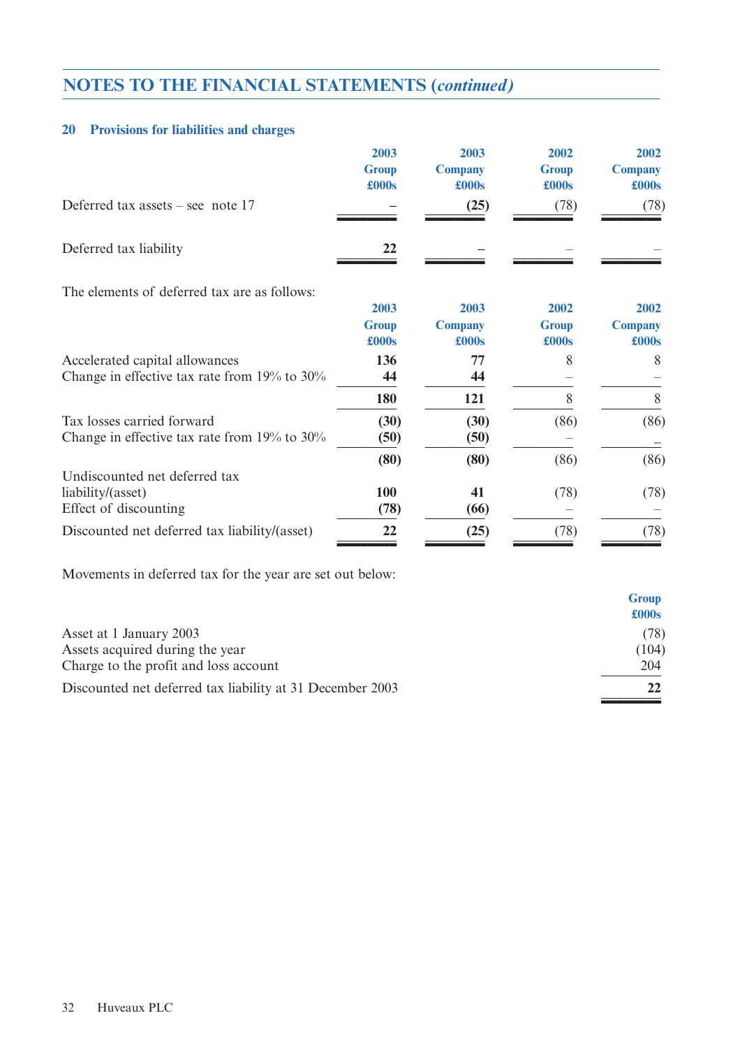## NOTES TO THE FINANCIAL STATEMENTS (*continued*)

### 20 Provisions for liabilities and charges

| | 2003 Group £000s | 2003 Company £000s | 2002 Group £000s | 2002 Company £000s |
|---|---|---|---|---|
| Deferred tax assets – see note 17 | **–** | **(25)** | (78) | (78) |
| Deferred tax liability | **22** | **–** | – | – |

The elements of deferred tax are as follows:

| | 2003 Group £000s | 2003 Company £000s | 2002 Group £000s | 2002 Company £000s |
|---|---|---|---|---|
| Accelerated capital allowances | **136** | **77** | 8 | 8 |
| Change in effective tax rate from 19% to 30% | **44** | **44** | – | – |
| | **180** | **121** | 8 | 8 |
| Tax losses carried forward | **(30)** | **(30)** | (86) | (86) |
| Change in effective tax rate from 19% to 30% | **(50)** | **(50)** | – | – |
| | **(80)** | **(80)** | (86) | (86) |
| Undiscounted net deferred tax liability/(asset) | **100** | **41** | (78) | (78) |
| Effect of discounting | **(78)** | **(66)** | – | – |
| Discounted net deferred tax liability/(asset) | **22** | **(25)** | (78) | (78) |

Movements in deferred tax for the year are set out below:

| | Group £000s |
|---|---|
| Asset at 1 January 2003 | (78) |
| Assets acquired during the year | (104) |
| Charge to the profit and loss account | 204 |
| Discounted net deferred tax liability at 31 December 2003 | **22** |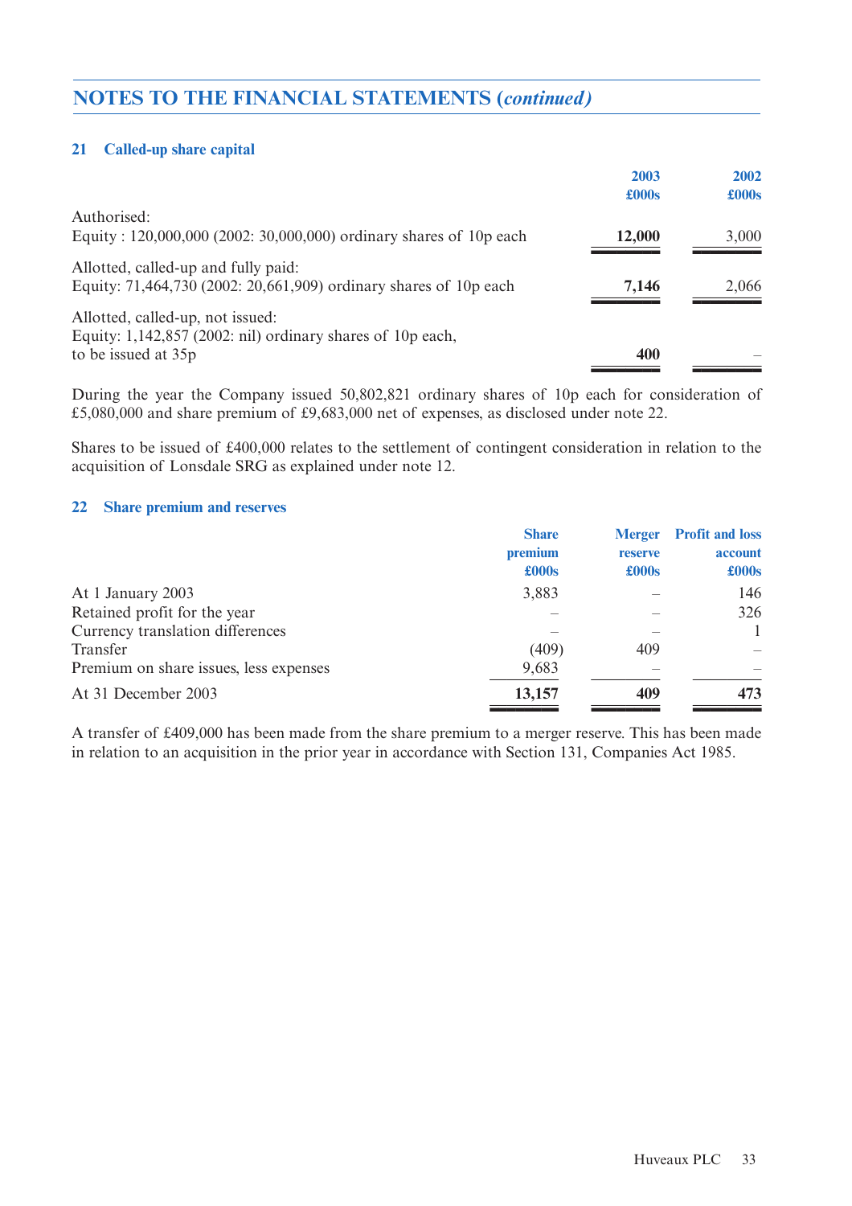## NOTES TO THE FINANCIAL STATEMENTS (*continued*)

### 21 Called-up share capital

| | 2003 £000s | 2002 £000s |
|---|---|---|
| Authorised: | | |
| Equity : 120,000,000 (2002: 30,000,000) ordinary shares of 10p each | **12,000** | 3,000 |
| Allotted, called-up and fully paid: | | |
| Equity: 71,464,730 (2002: 20,661,909) ordinary shares of 10p each | **7,146** | 2,066 |
| Allotted, called-up, not issued: | | |
| Equity: 1,142,857 (2002: nil) ordinary shares of 10p each, to be issued at 35p | **400** | – |

During the year the Company issued 50,802,821 ordinary shares of 10p each for consideration of £5,080,000 and share premium of £9,683,000 net of expenses, as disclosed under note 22.

Shares to be issued of £400,000 relates to the settlement of contingent consideration in relation to the acquisition of Lonsdale SRG as explained under note 12.

### 22 Share premium and reserves

| | Share premium £000s | Merger reserve £000s | Profit and loss account £000s |
|---|---|---|---|
| At 1 January 2003 | 3,883 | – | 146 |
| Retained profit for the year | – | – | 326 |
| Currency translation differences | – | – | 1 |
| Transfer | (409) | 409 | – |
| Premium on share issues, less expenses | 9,683 | – | – |
| At 31 December 2003 | **13,157** | **409** | **473** |

A transfer of £409,000 has been made from the share premium to a merger reserve. This has been made in relation to an acquisition in the prior year in accordance with Section 131, Companies Act 1985.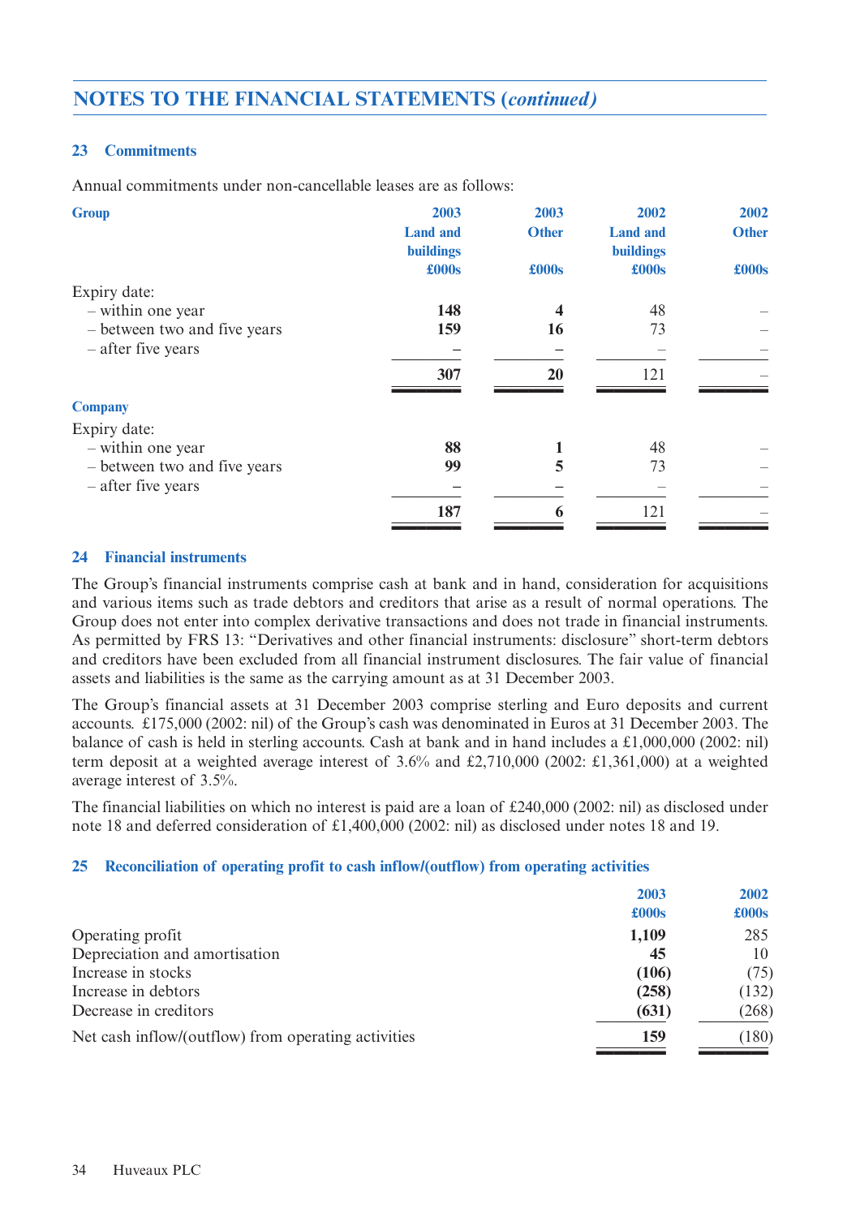# NOTES TO THE FINANCIAL STATEMENTS (*continued*)

## 23 Commitments

Annual commitments under non-cancellable leases are as follows:

| **Group** | **2003 Land and buildings £000s** | **2003 Other £000s** | **2002 Land and buildings £000s** | **2002 Other £000s** |
|---|---|---|---|---|
| Expiry date: | | | | |
| – within one year | **148** | **4** | 48 | – |
| – between two and five years | **159** | **16** | 73 | – |
| – after five years | **–** | **–** | – | – |
| | **307** | **20** | 121 | – |
| **Company** | | | | |
| Expiry date: | | | | |
| – within one year | **88** | **1** | 48 | – |
| – between two and five years | **99** | **5** | 73 | – |
| – after five years | **–** | **–** | – | – |
| | **187** | **6** | 121 | – |

## 24 Financial instruments

The Group's financial instruments comprise cash at bank and in hand, consideration for acquisitions and various items such as trade debtors and creditors that arise as a result of normal operations. The Group does not enter into complex derivative transactions and does not trade in financial instruments. As permitted by FRS 13: "Derivatives and other financial instruments: disclosure" short-term debtors and creditors have been excluded from all financial instrument disclosures. The fair value of financial assets and liabilities is the same as the carrying amount as at 31 December 2003.

The Group's financial assets at 31 December 2003 comprise sterling and Euro deposits and current accounts. £175,000 (2002: nil) of the Group's cash was denominated in Euros at 31 December 2003. The balance of cash is held in sterling accounts. Cash at bank and in hand includes a £1,000,000 (2002: nil) term deposit at a weighted average interest of 3.6% and £2,710,000 (2002: £1,361,000) at a weighted average interest of 3.5%.

The financial liabilities on which no interest is paid are a loan of £240,000 (2002: nil) as disclosed under note 18 and deferred consideration of £1,400,000 (2002: nil) as disclosed under notes 18 and 19.

## 25 Reconciliation of operating profit to cash inflow/(outflow) from operating activities

| | **2003 £000s** | **2002 £000s** |
|---|---|---|
| Operating profit | **1,109** | 285 |
| Depreciation and amortisation | **45** | 10 |
| Increase in stocks | **(106)** | (75) |
| Increase in debtors | **(258)** | (132) |
| Decrease in creditors | **(631)** | (268) |
| Net cash inflow/(outflow) from operating activities | **159** | (180) |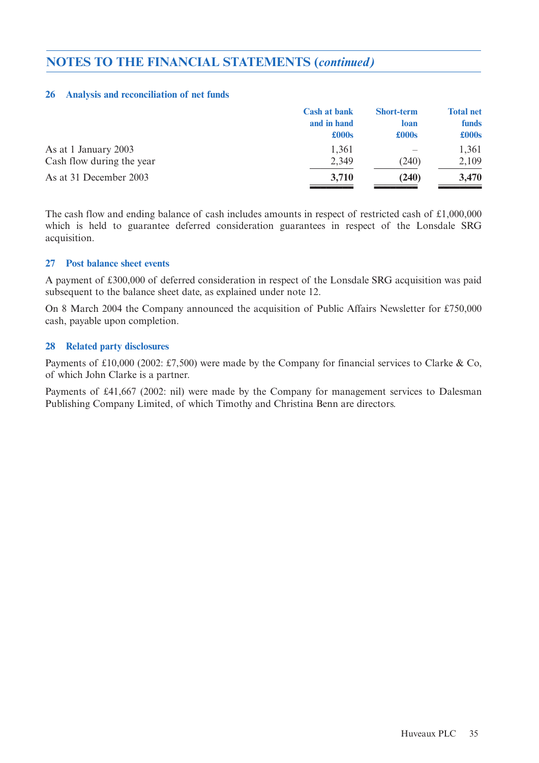## NOTES TO THE FINANCIAL STATEMENTS (*continued*)

### 26 Analysis and reconciliation of net funds

| | Cash at bank and in hand £000s | Short-term loan £000s | Total net funds £000s |
|---|---|---|---|
| As at 1 January 2003 | 1,361 | – | 1,361 |
| Cash flow during the year | 2,349 | (240) | 2,109 |
| As at 31 December 2003 | **3,710** | **(240)** | **3,470** |

The cash flow and ending balance of cash includes amounts in respect of restricted cash of £1,000,000 which is held to guarantee deferred consideration guarantees in respect of the Lonsdale SRG acquisition.

### 27 Post balance sheet events

A payment of £300,000 of deferred consideration in respect of the Lonsdale SRG acquisition was paid subsequent to the balance sheet date, as explained under note 12.

On 8 March 2004 the Company announced the acquisition of Public Affairs Newsletter for £750,000 cash, payable upon completion.

### 28 Related party disclosures

Payments of £10,000 (2002: £7,500) were made by the Company for financial services to Clarke & Co, of which John Clarke is a partner.

Payments of £41,667 (2002: nil) were made by the Company for management services to Dalesman Publishing Company Limited, of which Timothy and Christina Benn are directors.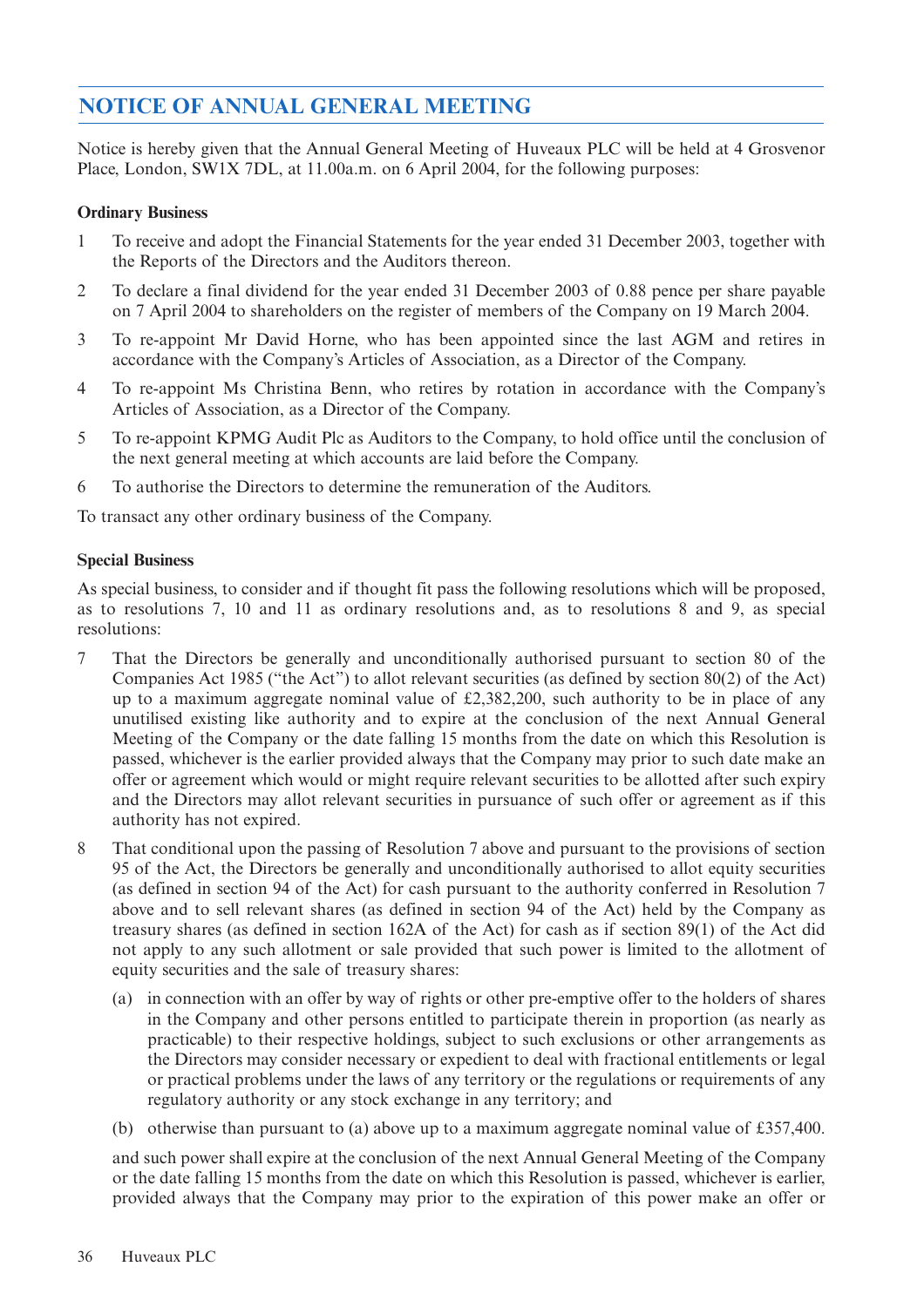## NOTICE OF ANNUAL GENERAL MEETING

Notice is hereby given that the Annual General Meeting of Huveaux PLC will be held at 4 Grosvenor Place, London, SW1X 7DL, at 11.00a.m. on 6 April 2004, for the following purposes:

**Ordinary Business**

1 To receive and adopt the Financial Statements for the year ended 31 December 2003, together with the Reports of the Directors and the Auditors thereon.

2 To declare a final dividend for the year ended 31 December 2003 of 0.88 pence per share payable on 7 April 2004 to shareholders on the register of members of the Company on 19 March 2004.

3 To re-appoint Mr David Horne, who has been appointed since the last AGM and retires in accordance with the Company's Articles of Association, as a Director of the Company.

4 To re-appoint Ms Christina Benn, who retires by rotation in accordance with the Company's Articles of Association, as a Director of the Company.

5 To re-appoint KPMG Audit Plc as Auditors to the Company, to hold office until the conclusion of the next general meeting at which accounts are laid before the Company.

6 To authorise the Directors to determine the remuneration of the Auditors.

To transact any other ordinary business of the Company.

**Special Business**

As special business, to consider and if thought fit pass the following resolutions which will be proposed, as to resolutions 7, 10 and 11 as ordinary resolutions and, as to resolutions 8 and 9, as special resolutions:

7 That the Directors be generally and unconditionally authorised pursuant to section 80 of the Companies Act 1985 ("the Act") to allot relevant securities (as defined by section 80(2) of the Act) up to a maximum aggregate nominal value of £2,382,200, such authority to be in place of any unutilised existing like authority and to expire at the conclusion of the next Annual General Meeting of the Company or the date falling 15 months from the date on which this Resolution is passed, whichever is the earlier provided always that the Company may prior to such date make an offer or agreement which would or might require relevant securities to be allotted after such expiry and the Directors may allot relevant securities in pursuance of such offer or agreement as if this authority has not expired.

8 That conditional upon the passing of Resolution 7 above and pursuant to the provisions of section 95 of the Act, the Directors be generally and unconditionally authorised to allot equity securities (as defined in section 94 of the Act) for cash pursuant to the authority conferred in Resolution 7 above and to sell relevant shares (as defined in section 94 of the Act) held by the Company as treasury shares (as defined in section 162A of the Act) for cash as if section 89(1) of the Act did not apply to any such allotment or sale provided that such power is limited to the allotment of equity securities and the sale of treasury shares:

 (a) in connection with an offer by way of rights or other pre-emptive offer to the holders of shares in the Company and other persons entitled to participate therein in proportion (as nearly as practicable) to their respective holdings, subject to such exclusions or other arrangements as the Directors may consider necessary or expedient to deal with fractional entitlements or legal or practical problems under the laws of any territory or the regulations or requirements of any regulatory authority or any stock exchange in any territory; and

 (b) otherwise than pursuant to (a) above up to a maximum aggregate nominal value of £357,400.

 and such power shall expire at the conclusion of the next Annual General Meeting of the Company or the date falling 15 months from the date on which this Resolution is passed, whichever is earlier, provided always that the Company may prior to the expiration of this power make an offer or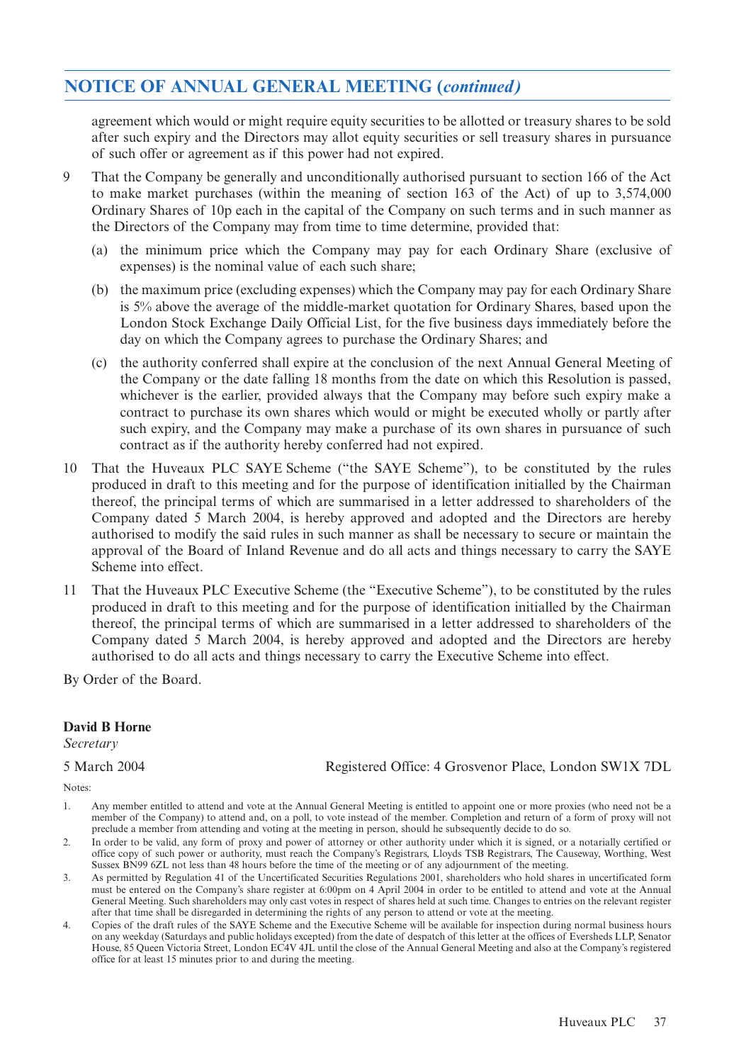## NOTICE OF ANNUAL GENERAL MEETING (*continued*)

agreement which would or might require equity securities to be allotted or treasury shares to be sold after such expiry and the Directors may allot equity securities or sell treasury shares in pursuance of such offer or agreement as if this power had not expired.

9 That the Company be generally and unconditionally authorised pursuant to section 166 of the Act to make market purchases (within the meaning of section 163 of the Act) of up to 3,574,000 Ordinary Shares of 10p each in the capital of the Company on such terms and in such manner as the Directors of the Company may from time to time determine, provided that:

   (a) the minimum price which the Company may pay for each Ordinary Share (exclusive of expenses) is the nominal value of each such share;

   (b) the maximum price (excluding expenses) which the Company may pay for each Ordinary Share is 5% above the average of the middle-market quotation for Ordinary Shares, based upon the London Stock Exchange Daily Official List, for the five business days immediately before the day on which the Company agrees to purchase the Ordinary Shares; and

   (c) the authority conferred shall expire at the conclusion of the next Annual General Meeting of the Company or the date falling 18 months from the date on which this Resolution is passed, whichever is the earlier, provided always that the Company may before such expiry make a contract to purchase its own shares which would or might be executed wholly or partly after such expiry, and the Company may make a purchase of its own shares in pursuance of such contract as if the authority hereby conferred had not expired.

10 That the Huveaux PLC SAYE Scheme ("the SAYE Scheme"), to be constituted by the rules produced in draft to this meeting and for the purpose of identification initialled by the Chairman thereof, the principal terms of which are summarised in a letter addressed to shareholders of the Company dated 5 March 2004, is hereby approved and adopted and the Directors are hereby authorised to modify the said rules in such manner as shall be necessary to secure or maintain the approval of the Board of Inland Revenue and do all acts and things necessary to carry the SAYE Scheme into effect.

11 That the Huveaux PLC Executive Scheme (the "Executive Scheme"), to be constituted by the rules produced in draft to this meeting and for the purpose of identification initialled by the Chairman thereof, the principal terms of which are summarised in a letter addressed to shareholders of the Company dated 5 March 2004, is hereby approved and adopted and the Directors are hereby authorised to do all acts and things necessary to carry the Executive Scheme into effect.

By Order of the Board.

**David B Horne**
*Secretary*

5 March 2004

Registered Office: 4 Grosvenor Place, London SW1X 7DL

Notes:

1. Any member entitled to attend and vote at the Annual General Meeting is entitled to appoint one or more proxies (who need not be a member of the Company) to attend and, on a poll, to vote instead of the member. Completion and return of a form of proxy will not preclude a member from attending and voting at the meeting in person, should he subsequently decide to do so.
2. In order to be valid, any form of proxy and power of attorney or other authority under which it is signed, or a notarially certified or office copy of such power or authority, must reach the Company's Registrars, Lloyds TSB Registrars, The Causeway, Worthing, West Sussex BN99 6ZL not less than 48 hours before the time of the meeting or of any adjournment of the meeting.
3. As permitted by Regulation 41 of the Uncertificated Securities Regulations 2001, shareholders who hold shares in uncertificated form must be entered on the Company's share register at 6:00pm on 4 April 2004 in order to be entitled to attend and vote at the Annual General Meeting. Such shareholders may only cast votes in respect of shares held at such time. Changes to entries on the relevant register after that time shall be disregarded in determining the rights of any person to attend or vote at the meeting.
4. Copies of the draft rules of the SAYE Scheme and the Executive Scheme will be available for inspection during normal business hours on any weekday (Saturdays and public holidays excepted) from the date of despatch of this letter at the offices of Eversheds LLP, Senator House, 85 Queen Victoria Street, London EC4V 4JL until the close of the Annual General Meeting and also at the Company's registered office for at least 15 minutes prior to and during the meeting.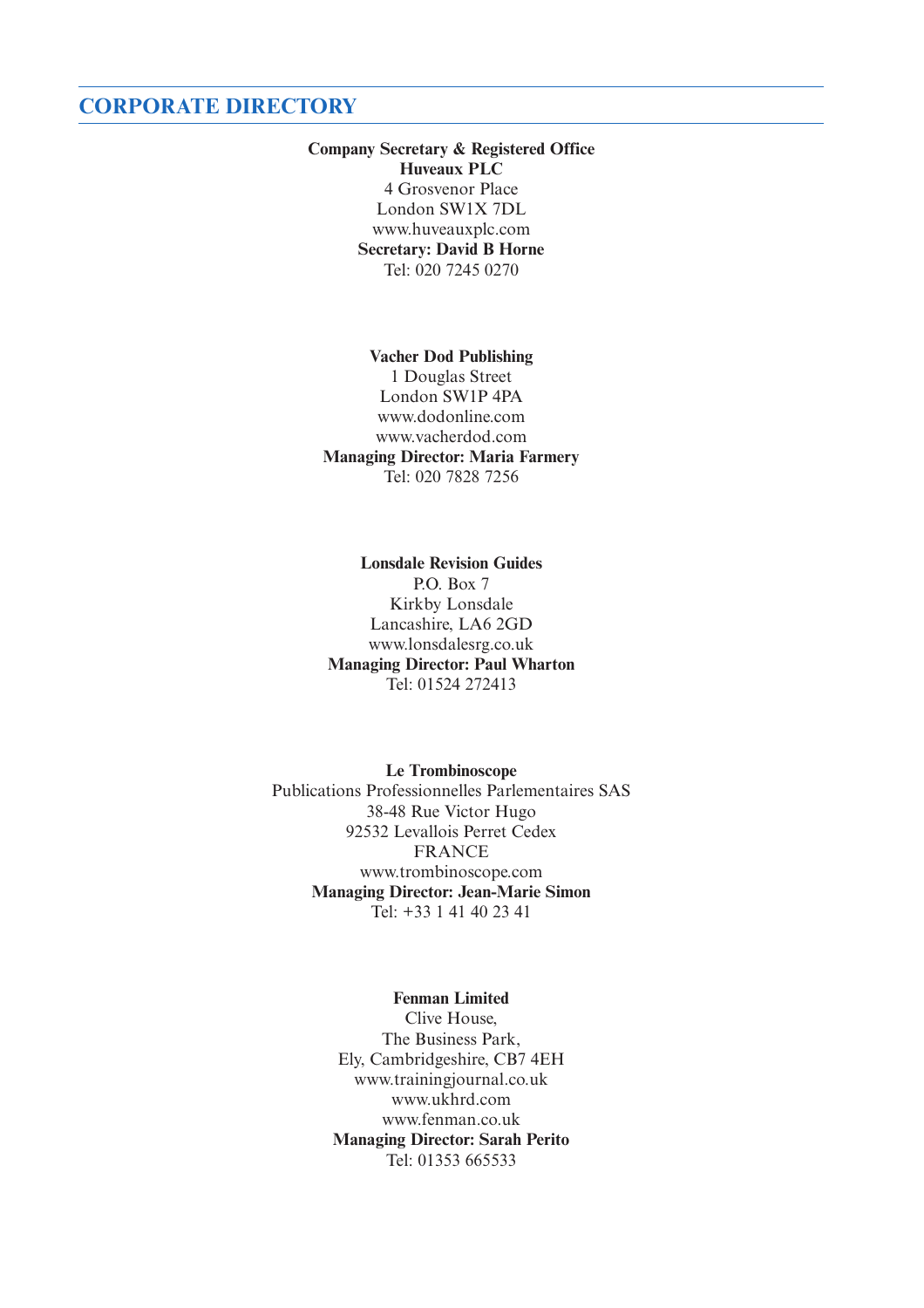## CORPORATE DIRECTORY

**Company Secretary & Registered Office**
**Huveaux PLC**
4 Grosvenor Place
London SW1X 7DL
www.huveauxplc.com
**Secretary: David B Horne**
Tel: 020 7245 0270

**Vacher Dod Publishing**
1 Douglas Street
London SW1P 4PA
www.dodonline.com
www.vacherdod.com
**Managing Director: Maria Farmery**
Tel: 020 7828 7256

**Lonsdale Revision Guides**
P.O. Box 7
Kirkby Lonsdale
Lancashire, LA6 2GD
www.lonsdalesrg.co.uk
**Managing Director: Paul Wharton**
Tel: 01524 272413

**Le Trombinoscope**
Publications Professionnelles Parlementaires SAS
38-48 Rue Victor Hugo
92532 Levallois Perret Cedex
FRANCE
www.trombinoscope.com
**Managing Director: Jean-Marie Simon**
Tel: +33 1 41 40 23 41

**Fenman Limited**
Clive House,
The Business Park,
Ely, Cambridgeshire, CB7 4EH
www.trainingjournal.co.uk
www.ukhrd.com
www.fenman.co.uk
**Managing Director: Sarah Perito**
Tel: 01353 665533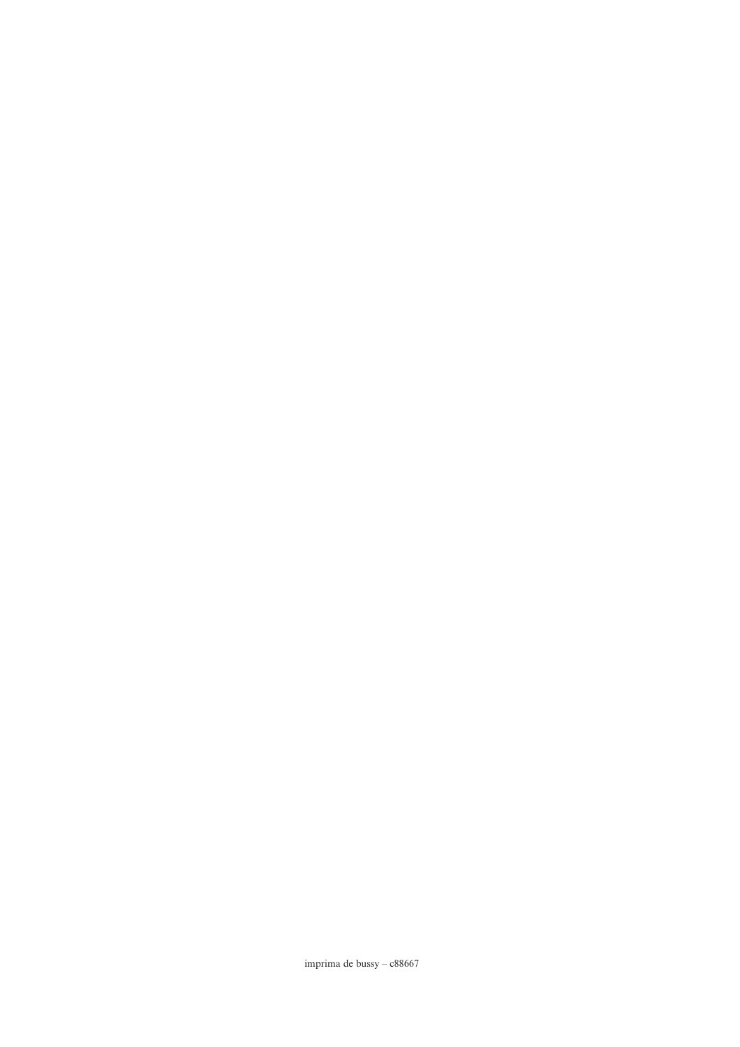imprima de bussy – c88667